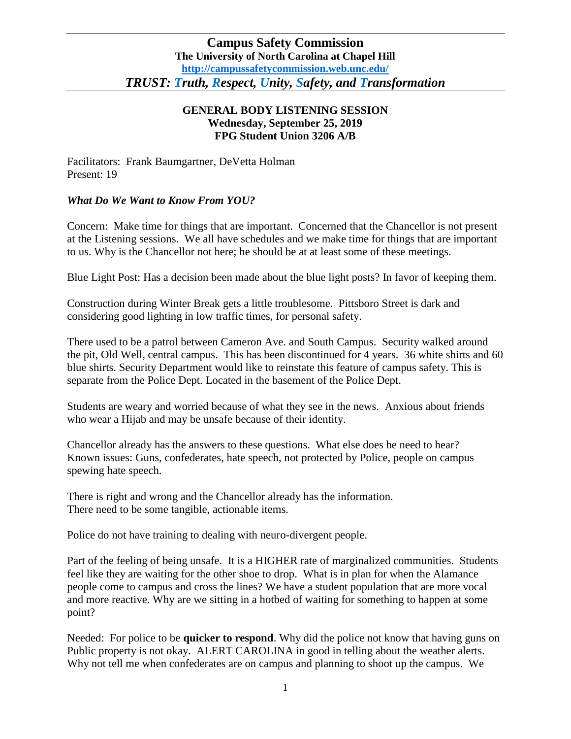# Campus Safety Commission

**The University of North Carolina at Chapel Hill**

**http://campussafetycommission.web.unc.edu/**

***TRUST: Truth, Respect, Unity, Safety, and Transformation***

## GENERAL BODY LISTENING SESSION
**Wednesday, September 25, 2019**
**FPG Student Union 3206 A/B**

Facilitators: Frank Baumgartner, DeVetta Holman
Present: 19

### *What Do We Want to Know From YOU?*

Concern: Make time for things that are important. Concerned that the Chancellor is not present at the Listening sessions. We all have schedules and we make time for things that are important to us. Why is the Chancellor not here; he should be at at least some of these meetings.

Blue Light Post: Has a decision been made about the blue light posts? In favor of keeping them.

Construction during Winter Break gets a little troublesome. Pittsboro Street is dark and considering good lighting in low traffic times, for personal safety.

There used to be a patrol between Cameron Ave. and South Campus. Security walked around the pit, Old Well, central campus. This has been discontinued for 4 years. 36 white shirts and 60 blue shirts. Security Department would like to reinstate this feature of campus safety. This is separate from the Police Dept. Located in the basement of the Police Dept.

Students are weary and worried because of what they see in the news. Anxious about friends who wear a Hijab and may be unsafe because of their identity.

Chancellor already has the answers to these questions. What else does he need to hear? Known issues: Guns, confederates, hate speech, not protected by Police, people on campus spewing hate speech.

There is right and wrong and the Chancellor already has the information.
There need to be some tangible, actionable items.

Police do not have training to dealing with neuro-divergent people.

Part of the feeling of being unsafe. It is a HIGHER rate of marginalized communities. Students feel like they are waiting for the other shoe to drop. What is in plan for when the Alamance people come to campus and cross the lines? We have a student population that are more vocal and more reactive. Why are we sitting in a hotbed of waiting for something to happen at some point?

Needed: For police to be **quicker to respond**. Why did the police not know that having guns on Public property is not okay. ALERT CAROLINA in good in telling about the weather alerts. Why not tell me when confederates are on campus and planning to shoot up the campus. We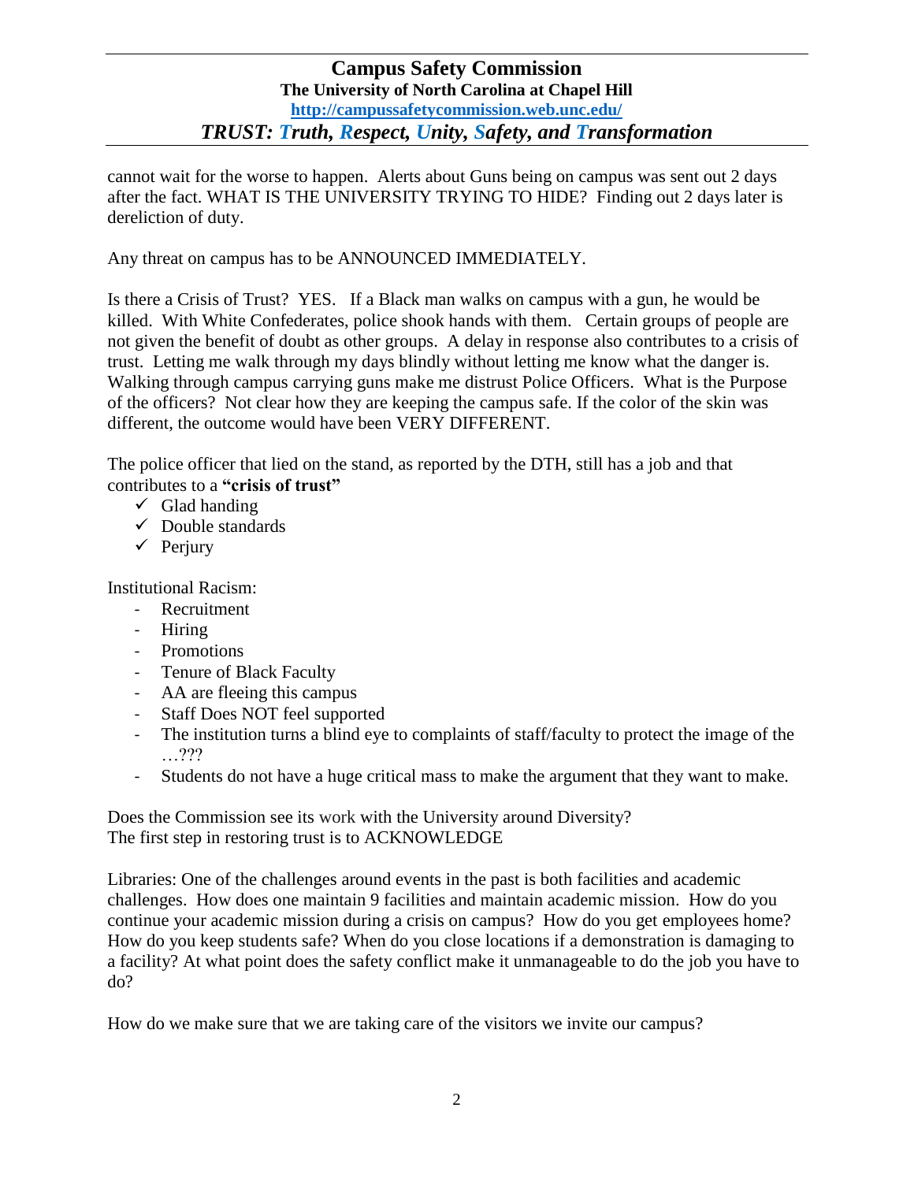cannot wait for the worse to happen. Alerts about Guns being on campus was sent out 2 days after the fact. WHAT IS THE UNIVERSITY TRYING TO HIDE? Finding out 2 days later is dereliction of duty.

Any threat on campus has to be ANNOUNCED IMMEDIATELY.

Is there a Crisis of Trust? YES. If a Black man walks on campus with a gun, he would be killed. With White Confederates, police shook hands with them. Certain groups of people are not given the benefit of doubt as other groups. A delay in response also contributes to a crisis of trust. Letting me walk through my days blindly without letting me know what the danger is. Walking through campus carrying guns make me distrust Police Officers. What is the Purpose of the officers? Not clear how they are keeping the campus safe. If the color of the skin was different, the outcome would have been VERY DIFFERENT.

The police officer that lied on the stand, as reported by the DTH, still has a job and that contributes to a **"crisis of trust"**

- ✓ Glad handing
- ✓ Double standards
- ✓ Perjury

Institutional Racism:

- Recruitment
- Hiring
- Promotions
- Tenure of Black Faculty
- AA are fleeing this campus
- Staff Does NOT feel supported
- The institution turns a blind eye to complaints of staff/faculty to protect the image of the …???
- Students do not have a huge critical mass to make the argument that they want to make.

Does the Commission see its work with the University around Diversity?
The first step in restoring trust is to ACKNOWLEDGE

Libraries: One of the challenges around events in the past is both facilities and academic challenges. How does one maintain 9 facilities and maintain academic mission. How do you continue your academic mission during a crisis on campus? How do you get employees home? How do you keep students safe? When do you close locations if a demonstration is damaging to a facility? At what point does the safety conflict make it unmanageable to do the job you have to do?

How do we make sure that we are taking care of the visitors we invite our campus?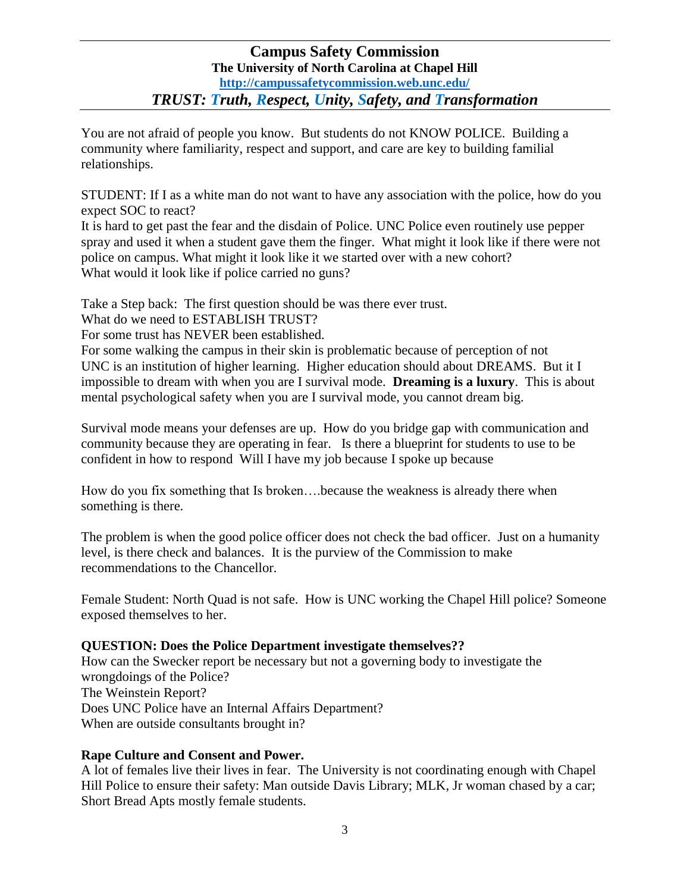You are not afraid of people you know. But students do not KNOW POLICE. Building a community where familiarity, respect and support, and care are key to building familial relationships.

STUDENT: If I as a white man do not want to have any association with the police, how do you expect SOC to react?
It is hard to get past the fear and the disdain of Police. UNC Police even routinely use pepper spray and used it when a student gave them the finger. What might it look like if there were not police on campus. What might it look like it we started over with a new cohort?
What would it look like if police carried no guns?

Take a Step back: The first question should be was there ever trust.
What do we need to ESTABLISH TRUST?
For some trust has NEVER been established.
For some walking the campus in their skin is problematic because of perception of not
UNC is an institution of higher learning. Higher education should about DREAMS. But it I impossible to dream with when you are I survival mode. **Dreaming is a luxury**. This is about mental psychological safety when you are I survival mode, you cannot dream big.

Survival mode means your defenses are up. How do you bridge gap with communication and community because they are operating in fear. Is there a blueprint for students to use to be confident in how to respond Will I have my job because I spoke up because

How do you fix something that Is broken….because the weakness is already there when something is there.

The problem is when the good police officer does not check the bad officer. Just on a humanity level, is there check and balances. It is the purview of the Commission to make recommendations to the Chancellor.

Female Student: North Quad is not safe. How is UNC working the Chapel Hill police? Someone exposed themselves to her.

**QUESTION: Does the Police Department investigate themselves??**
How can the Swecker report be necessary but not a governing body to investigate the wrongdoings of the Police?
The Weinstein Report?
Does UNC Police have an Internal Affairs Department?
When are outside consultants brought in?

**Rape Culture and Consent and Power.**
A lot of females live their lives in fear. The University is not coordinating enough with Chapel Hill Police to ensure their safety: Man outside Davis Library; MLK, Jr woman chased by a car; Short Bread Apts mostly female students.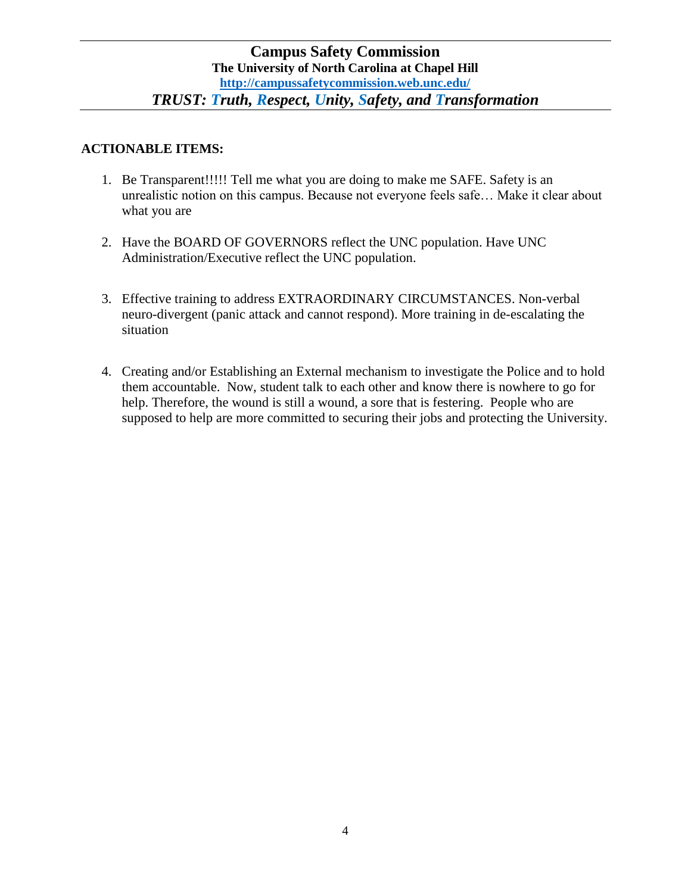**ACTIONABLE ITEMS:**

1. Be Transparent!!!!! Tell me what you are doing to make me SAFE. Safety is an unrealistic notion on this campus. Because not everyone feels safe… Make it clear about what you are

2. Have the BOARD OF GOVERNORS reflect the UNC population. Have UNC Administration/Executive reflect the UNC population.

3. Effective training to address EXTRAORDINARY CIRCUMSTANCES. Non-verbal neuro-divergent (panic attack and cannot respond). More training in de-escalating the situation

4. Creating and/or Establishing an External mechanism to investigate the Police and to hold them accountable. Now, student talk to each other and know there is nowhere to go for help. Therefore, the wound is still a wound, a sore that is festering. People who are supposed to help are more committed to securing their jobs and protecting the University.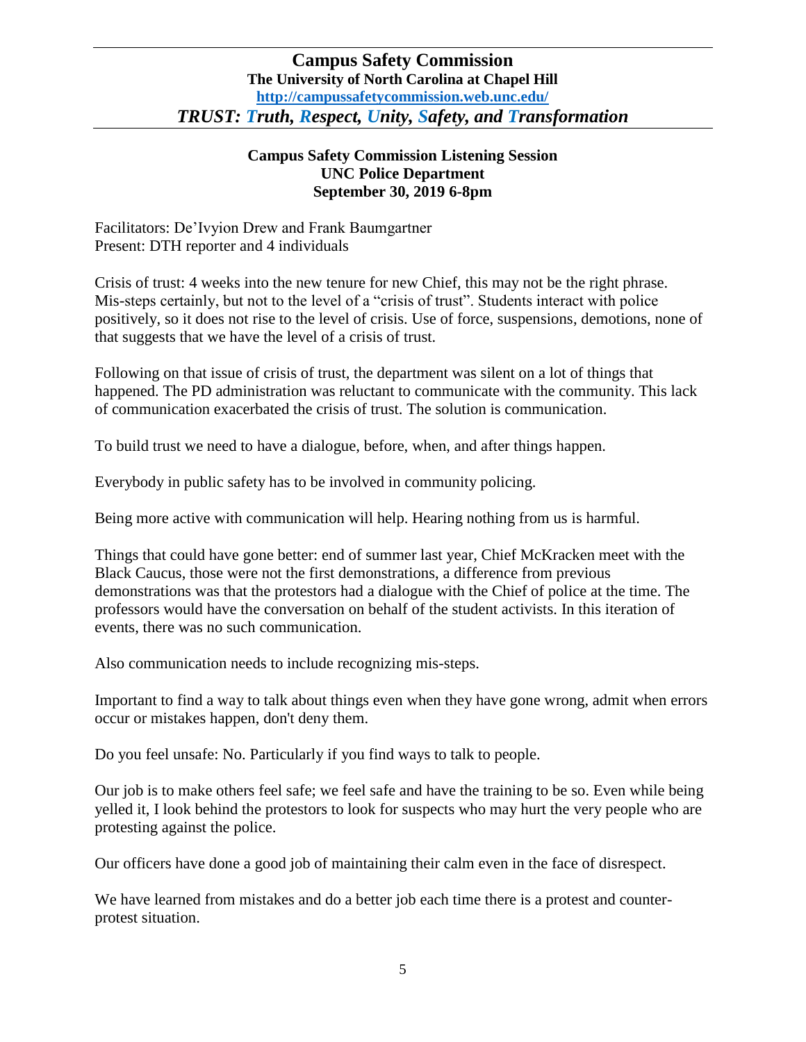# Campus Safety Commission

**The University of North Carolina at Chapel Hill**

**http://campussafetycommission.web.unc.edu/**

***TRUST: Truth, Respect, Unity, Safety, and Transformation***

**Campus Safety Commission Listening Session**
**UNC Police Department**
**September 30, 2019 6-8pm**

Facilitators: De'Ivyion Drew and Frank Baumgartner
Present: DTH reporter and 4 individuals

Crisis of trust: 4 weeks into the new tenure for new Chief, this may not be the right phrase. Mis-steps certainly, but not to the level of a "crisis of trust". Students interact with police positively, so it does not rise to the level of crisis. Use of force, suspensions, demotions, none of that suggests that we have the level of a crisis of trust.

Following on that issue of crisis of trust, the department was silent on a lot of things that happened. The PD administration was reluctant to communicate with the community. This lack of communication exacerbated the crisis of trust. The solution is communication.

To build trust we need to have a dialogue, before, when, and after things happen.

Everybody in public safety has to be involved in community policing.

Being more active with communication will help. Hearing nothing from us is harmful.

Things that could have gone better: end of summer last year, Chief McKracken meet with the Black Caucus, those were not the first demonstrations, a difference from previous demonstrations was that the protestors had a dialogue with the Chief of police at the time. The professors would have the conversation on behalf of the student activists. In this iteration of events, there was no such communication.

Also communication needs to include recognizing mis-steps.

Important to find a way to talk about things even when they have gone wrong, admit when errors occur or mistakes happen, don't deny them.

Do you feel unsafe: No. Particularly if you find ways to talk to people.

Our job is to make others feel safe; we feel safe and have the training to be so. Even while being yelled it, I look behind the protestors to look for suspects who may hurt the very people who are protesting against the police.

Our officers have done a good job of maintaining their calm even in the face of disrespect.

We have learned from mistakes and do a better job each time there is a protest and counter-protest situation.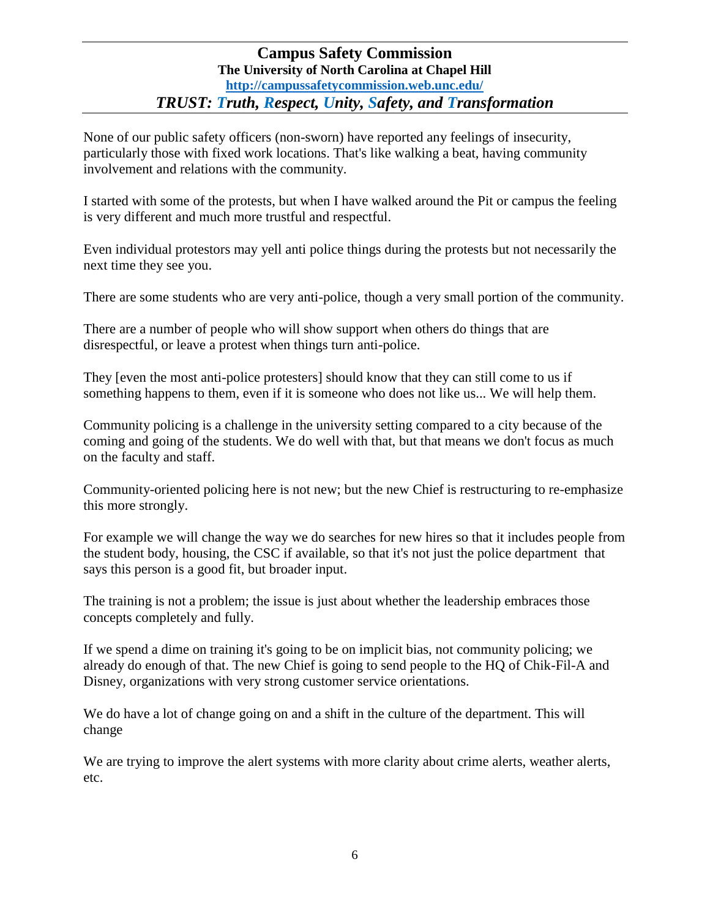None of our public safety officers (non-sworn) have reported any feelings of insecurity, particularly those with fixed work locations. That's like walking a beat, having community involvement and relations with the community.

I started with some of the protests, but when I have walked around the Pit or campus the feeling is very different and much more trustful and respectful.

Even individual protestors may yell anti police things during the protests but not necessarily the next time they see you.

There are some students who are very anti-police, though a very small portion of the community.

There are a number of people who will show support when others do things that are disrespectful, or leave a protest when things turn anti-police.

They [even the most anti-police protesters] should know that they can still come to us if something happens to them, even if it is someone who does not like us... We will help them.

Community policing is a challenge in the university setting compared to a city because of the coming and going of the students. We do well with that, but that means we don't focus as much on the faculty and staff.

Community-oriented policing here is not new; but the new Chief is restructuring to re-emphasize this more strongly.

For example we will change the way we do searches for new hires so that it includes people from the student body, housing, the CSC if available, so that it's not just the police department that says this person is a good fit, but broader input.

The training is not a problem; the issue is just about whether the leadership embraces those concepts completely and fully.

If we spend a dime on training it's going to be on implicit bias, not community policing; we already do enough of that. The new Chief is going to send people to the HQ of Chik-Fil-A and Disney, organizations with very strong customer service orientations.

We do have a lot of change going on and a shift in the culture of the department. This will change

We are trying to improve the alert systems with more clarity about crime alerts, weather alerts, etc.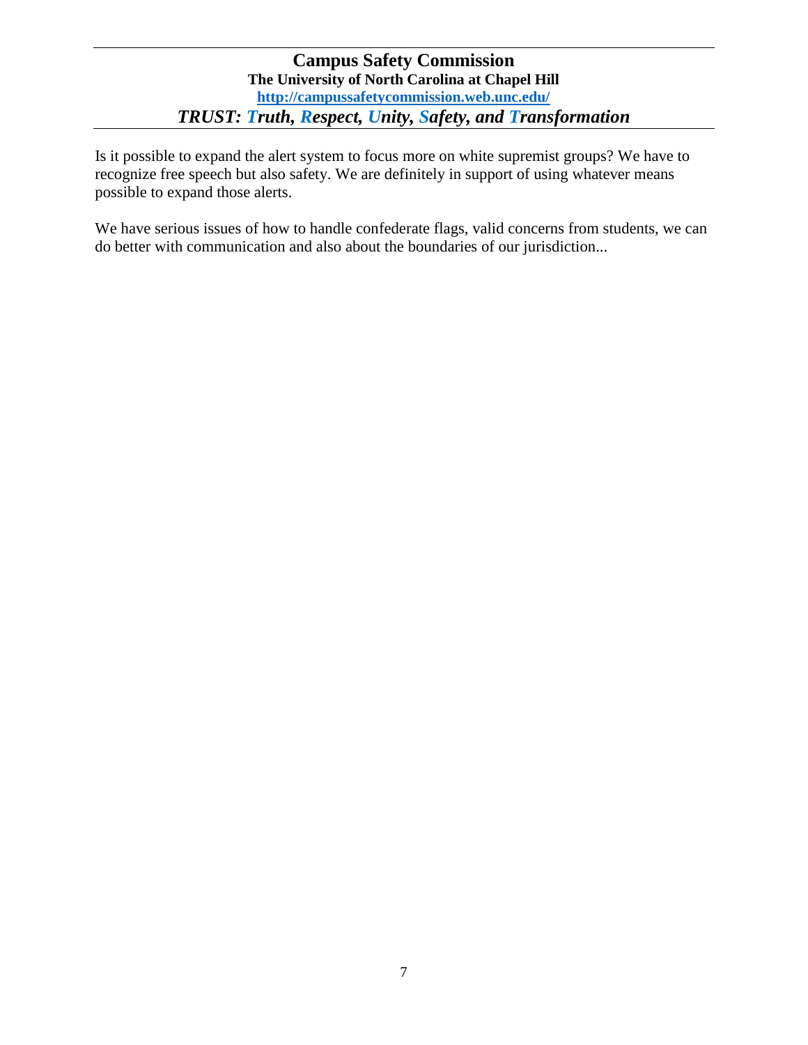Is it possible to expand the alert system to focus more on white supremist groups? We have to recognize free speech but also safety. We are definitely in support of using whatever means possible to expand those alerts.

We have serious issues of how to handle confederate flags, valid concerns from students, we can do better with communication and also about the boundaries of our jurisdiction...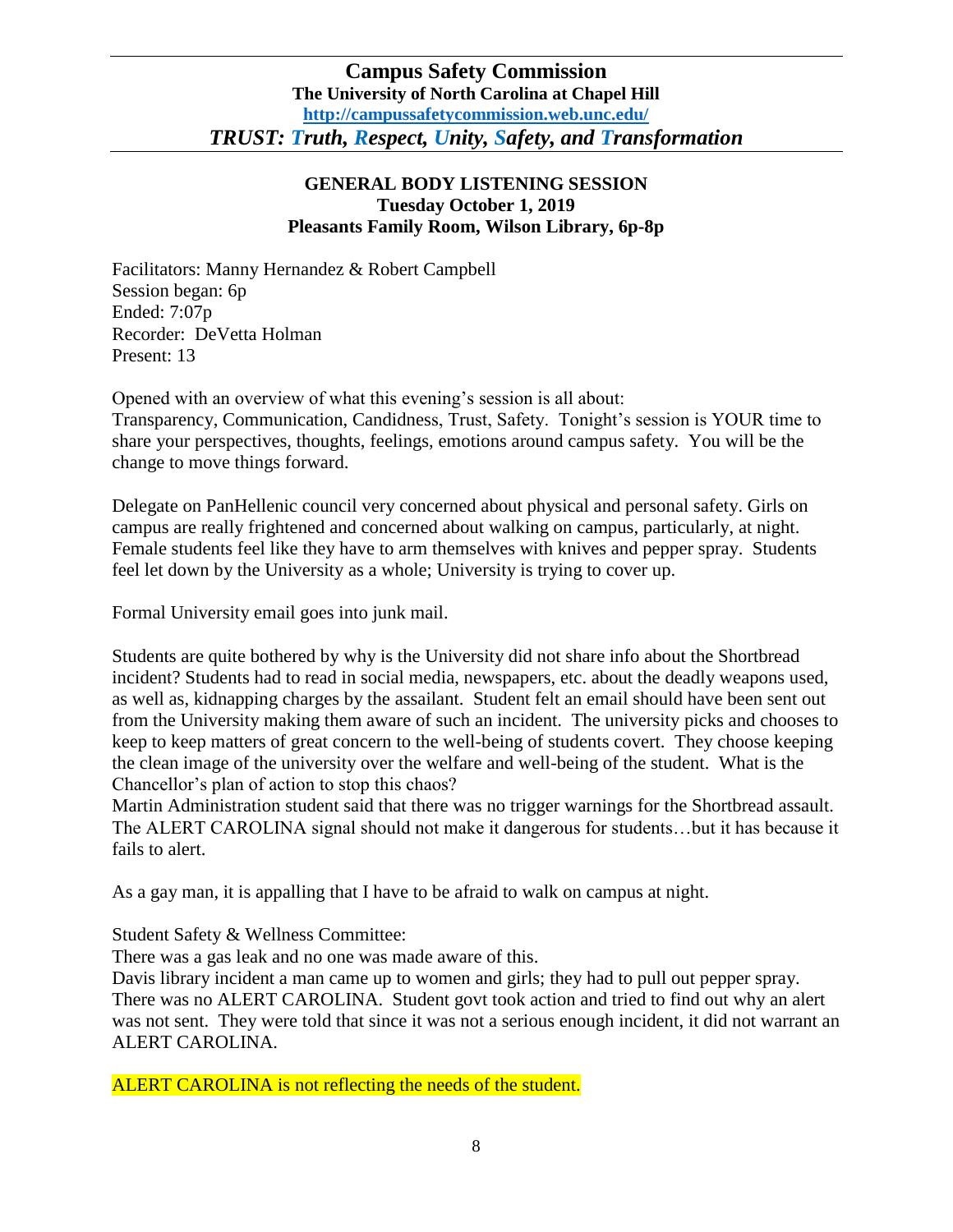## Campus Safety Commission

**The University of North Carolina at Chapel Hill**

**http://campussafetycommission.web.unc.edu/**

***TRUST: Truth, Respect, Unity, Safety, and Transformation***

### GENERAL BODY LISTENING SESSION

**Tuesday October 1, 2019**

**Pleasants Family Room, Wilson Library, 6p-8p**

Facilitators: Manny Hernandez & Robert Campbell
Session began: 6p
Ended: 7:07p
Recorder: DeVetta Holman
Present: 13

Opened with an overview of what this evening's session is all about:
Transparency, Communication, Candidness, Trust, Safety. Tonight's session is YOUR time to share your perspectives, thoughts, feelings, emotions around campus safety. You will be the change to move things forward.

Delegate on PanHellenic council very concerned about physical and personal safety. Girls on campus are really frightened and concerned about walking on campus, particularly, at night. Female students feel like they have to arm themselves with knives and pepper spray. Students feel let down by the University as a whole; University is trying to cover up.

Formal University email goes into junk mail.

Students are quite bothered by why is the University did not share info about the Shortbread incident? Students had to read in social media, newspapers, etc. about the deadly weapons used, as well as, kidnapping charges by the assailant. Student felt an email should have been sent out from the University making them aware of such an incident. The university picks and chooses to keep to keep matters of great concern to the well-being of students covert. They choose keeping the clean image of the university over the welfare and well-being of the student. What is the Chancellor's plan of action to stop this chaos?
Martin Administration student said that there was no trigger warnings for the Shortbread assault. The ALERT CAROLINA signal should not make it dangerous for students…but it has because it fails to alert.

As a gay man, it is appalling that I have to be afraid to walk on campus at night.

Student Safety & Wellness Committee:
There was a gas leak and no one was made aware of this.
Davis library incident a man came up to women and girls; they had to pull out pepper spray. There was no ALERT CAROLINA. Student govt took action and tried to find out why an alert was not sent. They were told that since it was not a serious enough incident, it did not warrant an ALERT CAROLINA.

ALERT CAROLINA is not reflecting the needs of the student.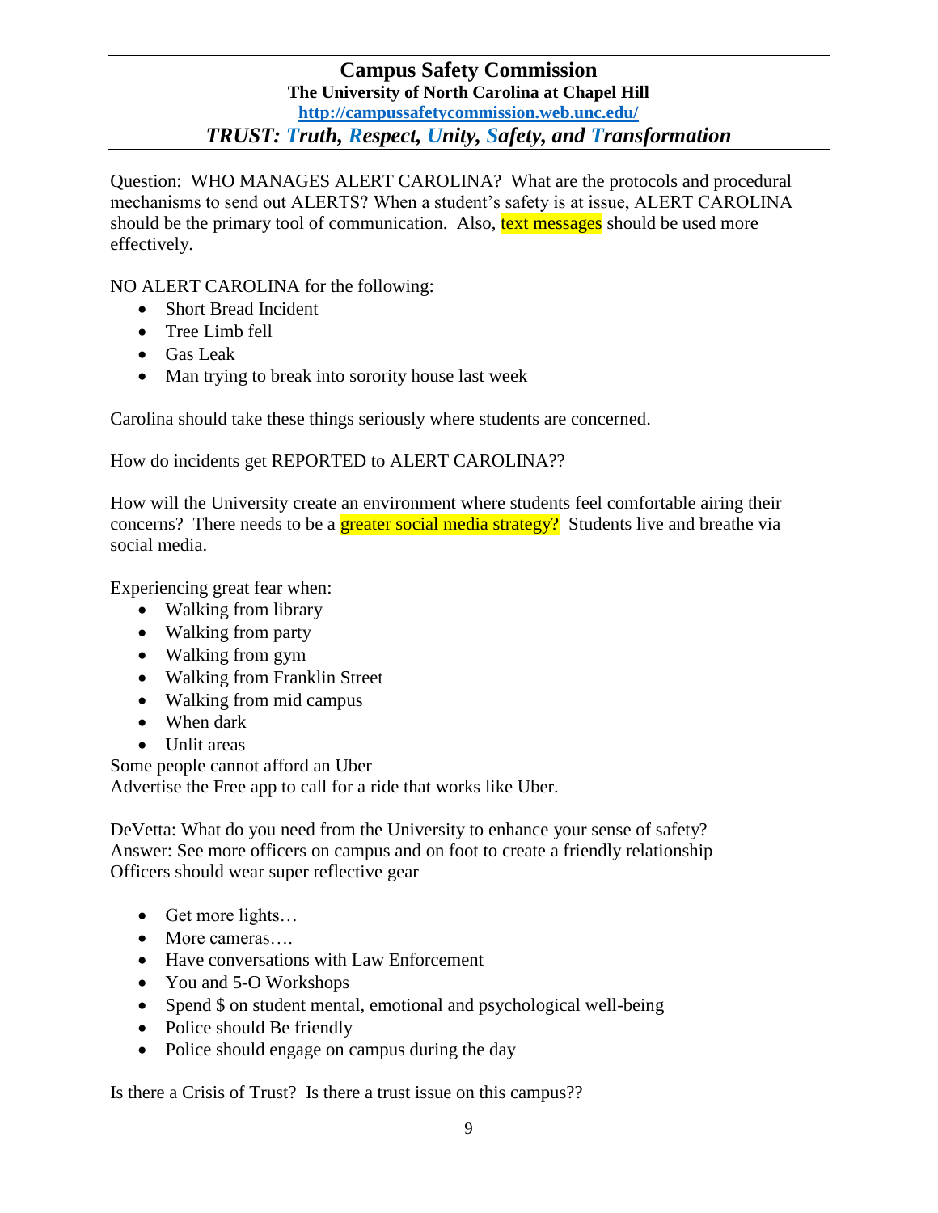Question: WHO MANAGES ALERT CAROLINA? What are the protocols and procedural mechanisms to send out ALERTS? When a student's safety is at issue, ALERT CAROLINA should be the primary tool of communication. Also, text messages should be used more effectively.

NO ALERT CAROLINA for the following:

- Short Bread Incident
- Tree Limb fell
- Gas Leak
- Man trying to break into sorority house last week

Carolina should take these things seriously where students are concerned.

How do incidents get REPORTED to ALERT CAROLINA??

How will the University create an environment where students feel comfortable airing their concerns? There needs to be a greater social media strategy? Students live and breathe via social media.

Experiencing great fear when:

- Walking from library
- Walking from party
- Walking from gym
- Walking from Franklin Street
- Walking from mid campus
- When dark
- Unlit areas

Some people cannot afford an Uber
Advertise the Free app to call for a ride that works like Uber.

DeVetta: What do you need from the University to enhance your sense of safety?
Answer: See more officers on campus and on foot to create a friendly relationship
Officers should wear super reflective gear

- Get more lights…
- More cameras….
- Have conversations with Law Enforcement
- You and 5-O Workshops
- Spend $ on student mental, emotional and psychological well-being
- Police should Be friendly
- Police should engage on campus during the day

Is there a Crisis of Trust? Is there a trust issue on this campus??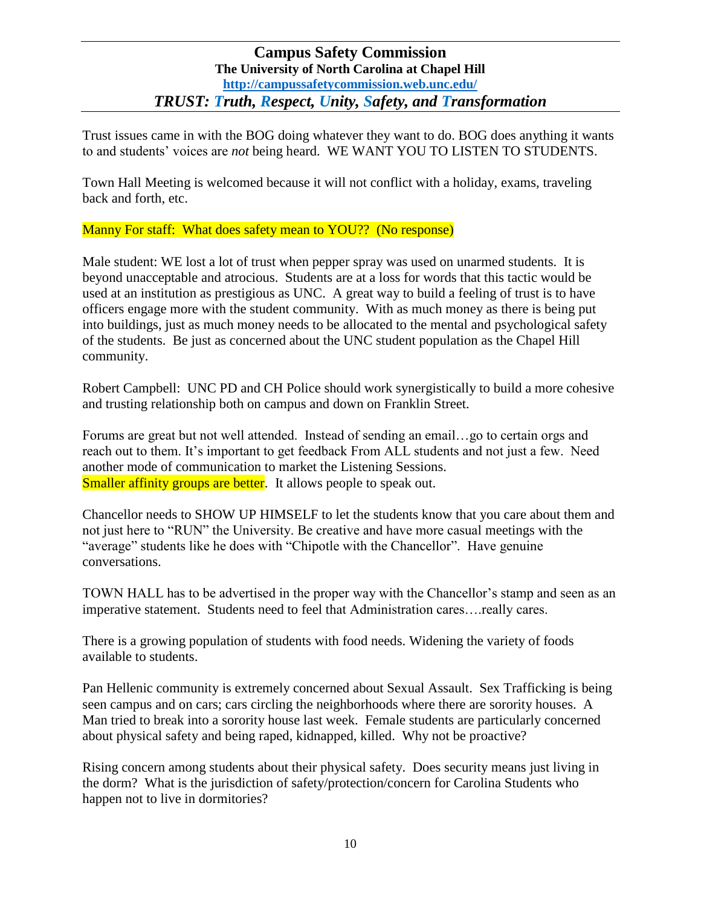Trust issues came in with the BOG doing whatever they want to do. BOG does anything it wants to and students' voices are *not* being heard. WE WANT YOU TO LISTEN TO STUDENTS.

Town Hall Meeting is welcomed because it will not conflict with a holiday, exams, traveling back and forth, etc.

Manny For staff: What does safety mean to YOU?? (No response)

Male student: WE lost a lot of trust when pepper spray was used on unarmed students. It is beyond unacceptable and atrocious. Students are at a loss for words that this tactic would be used at an institution as prestigious as UNC. A great way to build a feeling of trust is to have officers engage more with the student community. With as much money as there is being put into buildings, just as much money needs to be allocated to the mental and psychological safety of the students. Be just as concerned about the UNC student population as the Chapel Hill community.

Robert Campbell: UNC PD and CH Police should work synergistically to build a more cohesive and trusting relationship both on campus and down on Franklin Street.

Forums are great but not well attended. Instead of sending an email…go to certain orgs and reach out to them. It's important to get feedback From ALL students and not just a few. Need another mode of communication to market the Listening Sessions.
Smaller affinity groups are better. It allows people to speak out.

Chancellor needs to SHOW UP HIMSELF to let the students know that you care about them and not just here to "RUN" the University. Be creative and have more casual meetings with the "average" students like he does with "Chipotle with the Chancellor". Have genuine conversations.

TOWN HALL has to be advertised in the proper way with the Chancellor's stamp and seen as an imperative statement. Students need to feel that Administration cares….really cares.

There is a growing population of students with food needs. Widening the variety of foods available to students.

Pan Hellenic community is extremely concerned about Sexual Assault. Sex Trafficking is being seen campus and on cars; cars circling the neighborhoods where there are sorority houses. A Man tried to break into a sorority house last week. Female students are particularly concerned about physical safety and being raped, kidnapped, killed. Why not be proactive?

Rising concern among students about their physical safety. Does security means just living in the dorm? What is the jurisdiction of safety/protection/concern for Carolina Students who happen not to live in dormitories?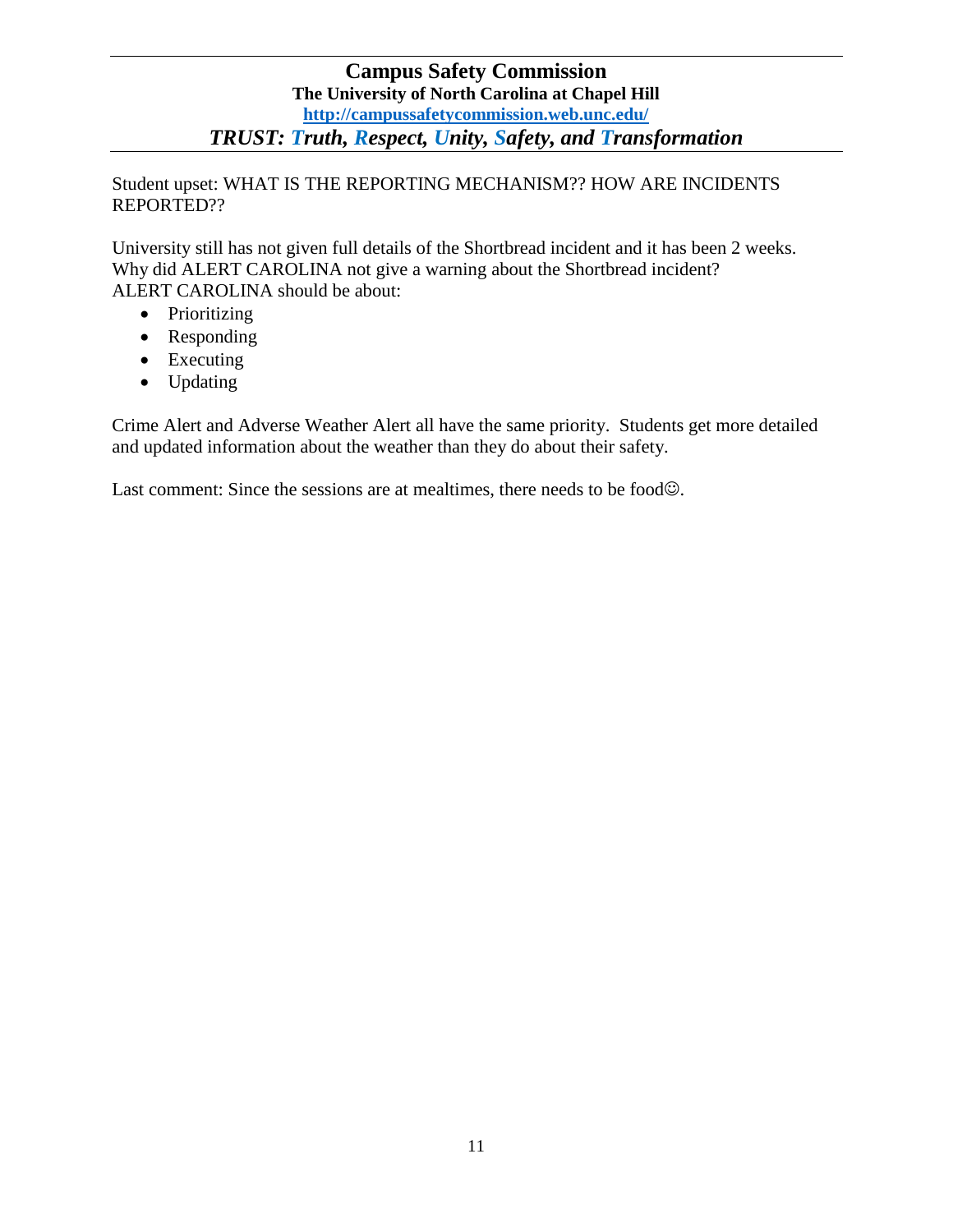Student upset: WHAT IS THE REPORTING MECHANISM?? HOW ARE INCIDENTS REPORTED??

University still has not given full details of the Shortbread incident and it has been 2 weeks. Why did ALERT CAROLINA not give a warning about the Shortbread incident?
ALERT CAROLINA should be about:

- Prioritizing
- Responding
- Executing
- Updating

Crime Alert and Adverse Weather Alert all have the same priority. Students get more detailed and updated information about the weather than they do about their safety.

Last comment: Since the sessions are at mealtimes, there needs to be food☺.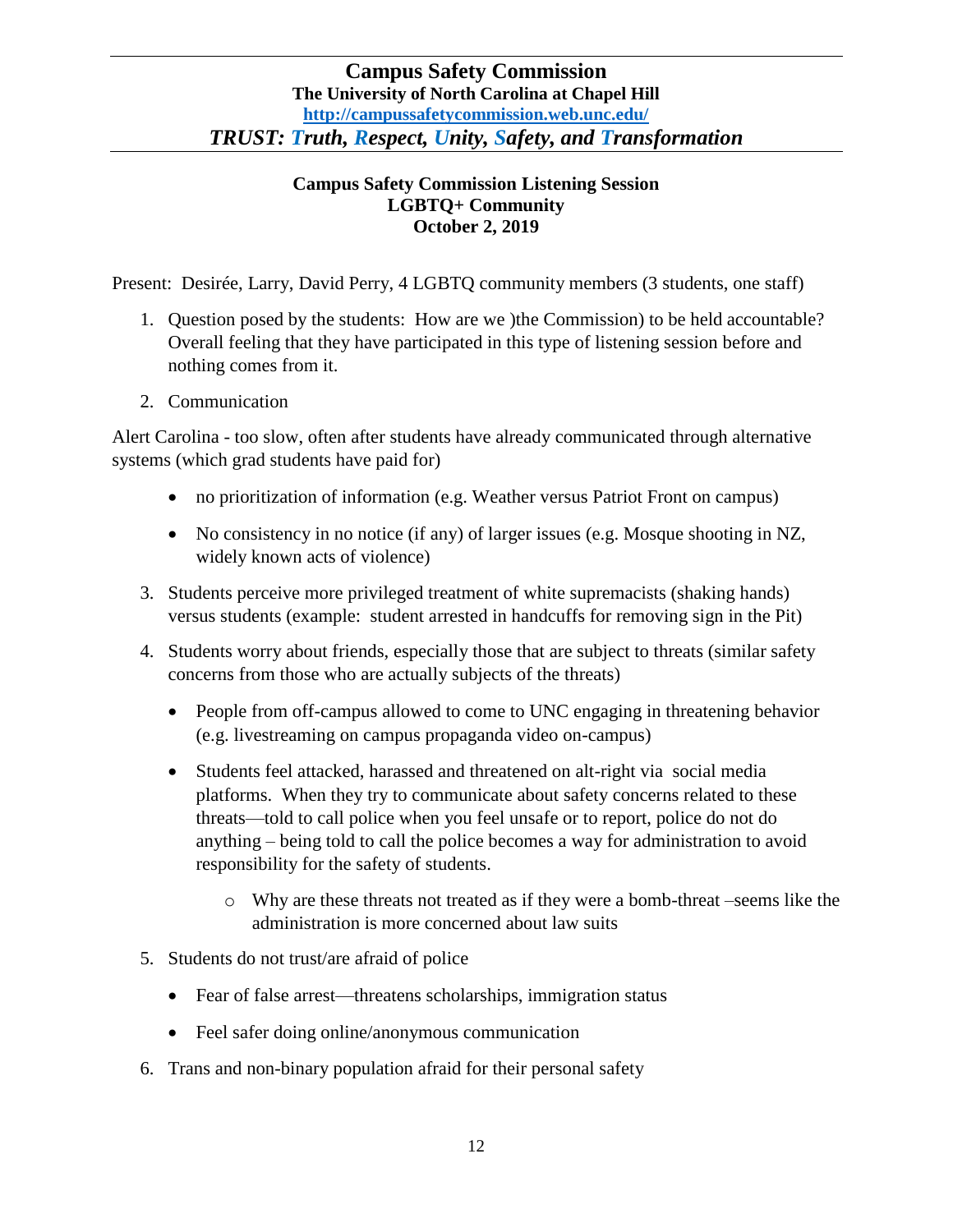# Campus Safety Commission

**The University of North Carolina at Chapel Hill**

**http://campussafetycommission.web.unc.edu/**

***TRUST: Truth, Respect, Unity, Safety, and Transformation***

**Campus Safety Commission Listening Session**
**LGBTQ+ Community**
**October 2, 2019**

Present: Desirée, Larry, David Perry, 4 LGBTQ community members (3 students, one staff)

1. Question posed by the students: How are we )the Commission) to be held accountable? Overall feeling that they have participated in this type of listening session before and nothing comes from it.

2. Communication

Alert Carolina - too slow, often after students have already communicated through alternative systems (which grad students have paid for)

- no prioritization of information (e.g. Weather versus Patriot Front on campus)
- No consistency in no notice (if any) of larger issues (e.g. Mosque shooting in NZ, widely known acts of violence)

3. Students perceive more privileged treatment of white supremacists (shaking hands) versus students (example: student arrested in handcuffs for removing sign in the Pit)

4. Students worry about friends, especially those that are subject to threats (similar safety concerns from those who are actually subjects of the threats)
   - People from off-campus allowed to come to UNC engaging in threatening behavior (e.g. livestreaming on campus propaganda video on-campus)
   - Students feel attacked, harassed and threatened on alt-right via social media platforms. When they try to communicate about safety concerns related to these threats—told to call police when you feel unsafe or to report, police do not do anything – being told to call the police becomes a way for administration to avoid responsibility for the safety of students.
     - Why are these threats not treated as if they were a bomb-threat –seems like the administration is more concerned about law suits

5. Students do not trust/are afraid of police
   - Fear of false arrest—threatens scholarships, immigration status
   - Feel safer doing online/anonymous communication

6. Trans and non-binary population afraid for their personal safety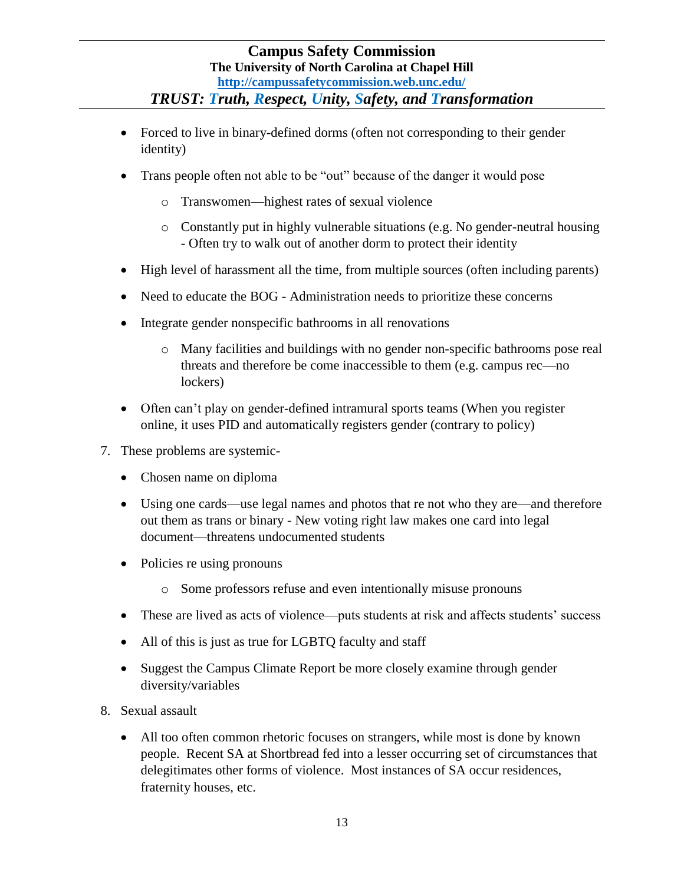- Forced to live in binary-defined dorms (often not corresponding to their gender identity)
- Trans people often not able to be "out" because of the danger it would pose
    - Transwomen—highest rates of sexual violence
    - Constantly put in highly vulnerable situations (e.g. No gender-neutral housing - Often try to walk out of another dorm to protect their identity
- High level of harassment all the time, from multiple sources (often including parents)
- Need to educate the BOG - Administration needs to prioritize these concerns
- Integrate gender nonspecific bathrooms in all renovations
    - Many facilities and buildings with no gender non-specific bathrooms pose real threats and therefore be come inaccessible to them (e.g. campus rec—no lockers)
- Often can't play on gender-defined intramural sports teams (When you register online, it uses PID and automatically registers gender (contrary to policy)

7. These problems are systemic-
    - Chosen name on diploma
    - Using one cards—use legal names and photos that re not who they are—and therefore out them as trans or binary - New voting right law makes one card into legal document—threatens undocumented students
    - Policies re using pronouns
        - Some professors refuse and even intentionally misuse pronouns
    - These are lived as acts of violence—puts students at risk and affects students' success
    - All of this is just as true for LGBTQ faculty and staff
    - Suggest the Campus Climate Report be more closely examine through gender diversity/variables
8. Sexual assault
    - All too often common rhetoric focuses on strangers, while most is done by known people. Recent SA at Shortbread fed into a lesser occurring set of circumstances that delegitimates other forms of violence. Most instances of SA occur residences, fraternity houses, etc.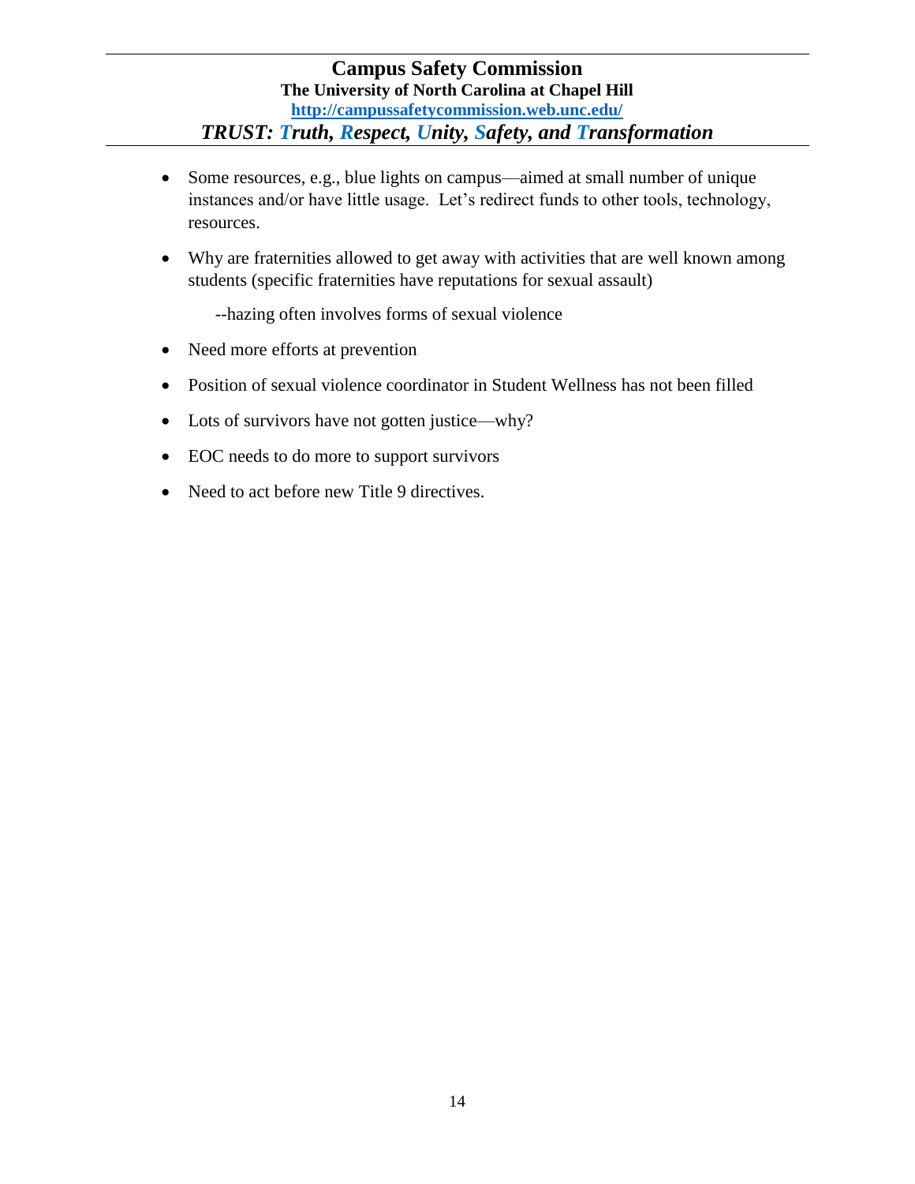- Some resources, e.g., blue lights on campus—aimed at small number of unique instances and/or have little usage. Let's redirect funds to other tools, technology, resources.
- Why are fraternities allowed to get away with activities that are well known among students (specific fraternities have reputations for sexual assault)

  --hazing often involves forms of sexual violence

- Need more efforts at prevention
- Position of sexual violence coordinator in Student Wellness has not been filled
- Lots of survivors have not gotten justice—why?
- EOC needs to do more to support survivors
- Need to act before new Title 9 directives.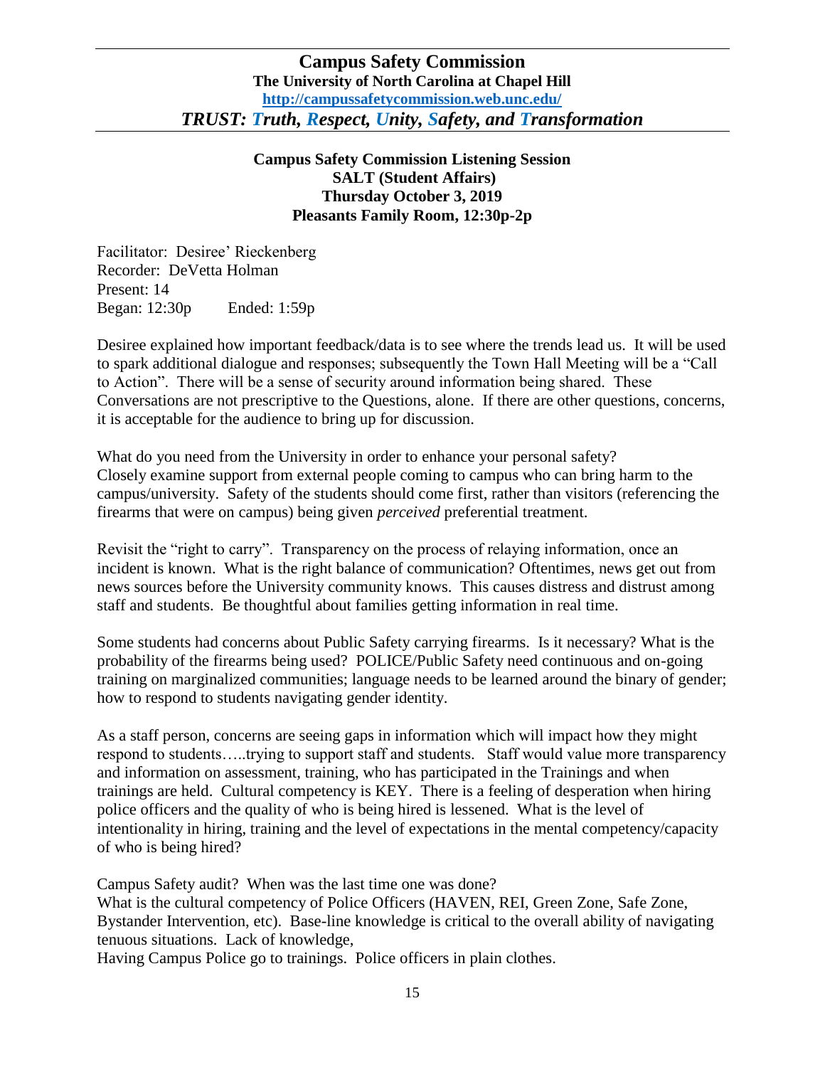# Campus Safety Commission

**The University of North Carolina at Chapel Hill**

**http://campussafetycommission.web.unc.edu/**

***TRUST: Truth, Respect, Unity, Safety, and Transformation***

**Campus Safety Commission Listening Session**
**SALT (Student Affairs)**
**Thursday October 3, 2019**
**Pleasants Family Room, 12:30p-2p**

Facilitator: Desiree' Rieckenberg
Recorder: DeVetta Holman
Present: 14
Began: 12:30p Ended: 1:59p

Desiree explained how important feedback/data is to see where the trends lead us. It will be used to spark additional dialogue and responses; subsequently the Town Hall Meeting will be a "Call to Action". There will be a sense of security around information being shared. These Conversations are not prescriptive to the Questions, alone. If there are other questions, concerns, it is acceptable for the audience to bring up for discussion.

What do you need from the University in order to enhance your personal safety?
Closely examine support from external people coming to campus who can bring harm to the campus/university. Safety of the students should come first, rather than visitors (referencing the firearms that were on campus) being given *perceived* preferential treatment.

Revisit the "right to carry". Transparency on the process of relaying information, once an incident is known. What is the right balance of communication? Oftentimes, news get out from news sources before the University community knows. This causes distress and distrust among staff and students. Be thoughtful about families getting information in real time.

Some students had concerns about Public Safety carrying firearms. Is it necessary? What is the probability of the firearms being used? POLICE/Public Safety need continuous and on-going training on marginalized communities; language needs to be learned around the binary of gender; how to respond to students navigating gender identity.

As a staff person, concerns are seeing gaps in information which will impact how they might respond to students…..trying to support staff and students. Staff would value more transparency and information on assessment, training, who has participated in the Trainings and when trainings are held. Cultural competency is KEY. There is a feeling of desperation when hiring police officers and the quality of who is being hired is lessened. What is the level of intentionality in hiring, training and the level of expectations in the mental competency/capacity of who is being hired?

Campus Safety audit? When was the last time one was done?
What is the cultural competency of Police Officers (HAVEN, REI, Green Zone, Safe Zone, Bystander Intervention, etc). Base-line knowledge is critical to the overall ability of navigating tenuous situations. Lack of knowledge,
Having Campus Police go to trainings. Police officers in plain clothes.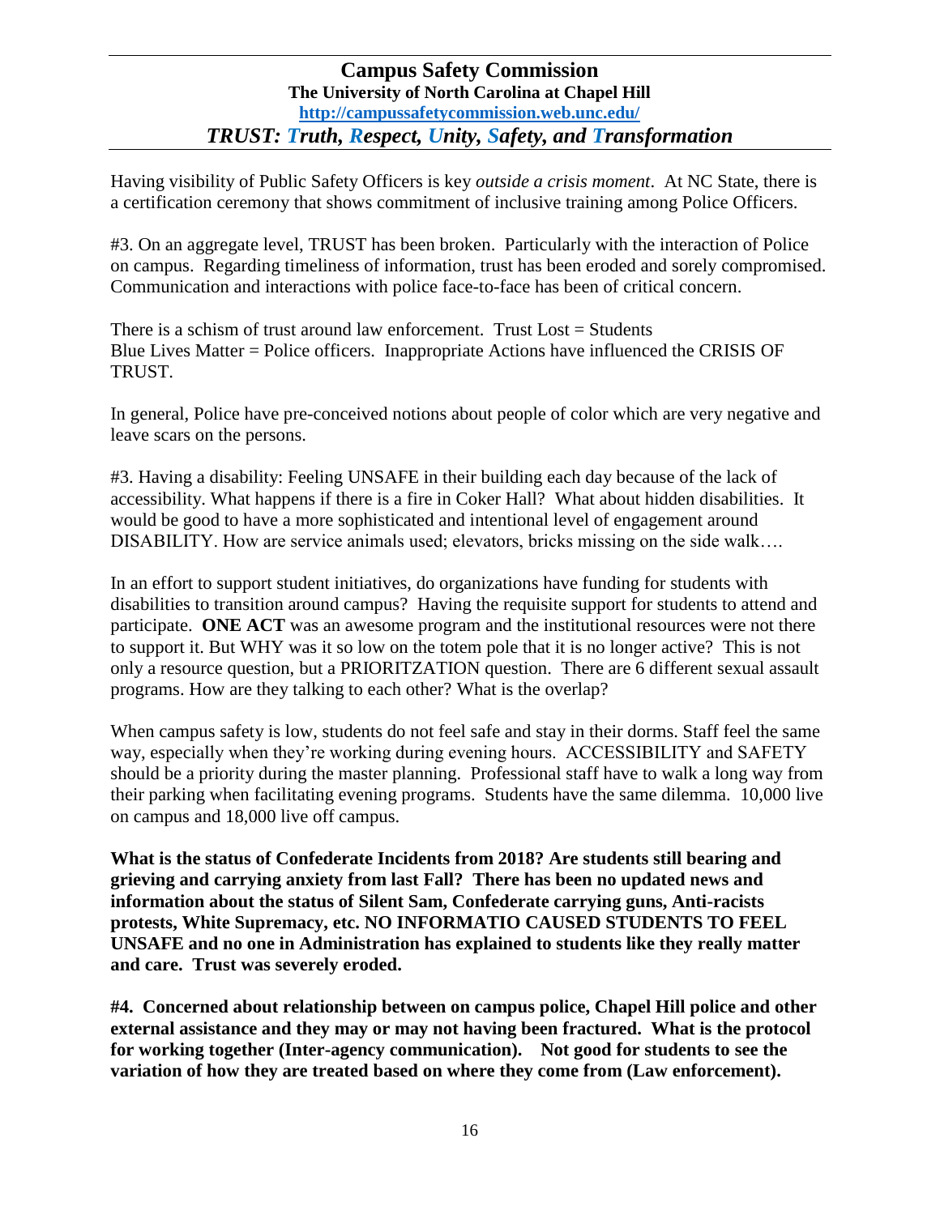Having visibility of Public Safety Officers is key *outside a crisis moment*. At NC State, there is a certification ceremony that shows commitment of inclusive training among Police Officers.

#3. On an aggregate level, TRUST has been broken. Particularly with the interaction of Police on campus. Regarding timeliness of information, trust has been eroded and sorely compromised. Communication and interactions with police face-to-face has been of critical concern.

There is a schism of trust around law enforcement. Trust Lost = Students
Blue Lives Matter = Police officers. Inappropriate Actions have influenced the CRISIS OF TRUST.

In general, Police have pre-conceived notions about people of color which are very negative and leave scars on the persons.

#3. Having a disability: Feeling UNSAFE in their building each day because of the lack of accessibility. What happens if there is a fire in Coker Hall? What about hidden disabilities. It would be good to have a more sophisticated and intentional level of engagement around DISABILITY. How are service animals used; elevators, bricks missing on the side walk….

In an effort to support student initiatives, do organizations have funding for students with disabilities to transition around campus? Having the requisite support for students to attend and participate. **ONE ACT** was an awesome program and the institutional resources were not there to support it. But WHY was it so low on the totem pole that it is no longer active? This is not only a resource question, but a PRIORITZATION question. There are 6 different sexual assault programs. How are they talking to each other? What is the overlap?

When campus safety is low, students do not feel safe and stay in their dorms. Staff feel the same way, especially when they're working during evening hours. ACCESSIBILITY and SAFETY should be a priority during the master planning. Professional staff have to walk a long way from their parking when facilitating evening programs. Students have the same dilemma. 10,000 live on campus and 18,000 live off campus.

**What is the status of Confederate Incidents from 2018? Are students still bearing and grieving and carrying anxiety from last Fall? There has been no updated news and information about the status of Silent Sam, Confederate carrying guns, Anti-racists protests, White Supremacy, etc. NO INFORMATIO CAUSED STUDENTS TO FEEL UNSAFE and no one in Administration has explained to students like they really matter and care. Trust was severely eroded.**

**#4. Concerned about relationship between on campus police, Chapel Hill police and other external assistance and they may or may not having been fractured. What is the protocol for working together (Inter-agency communication). Not good for students to see the variation of how they are treated based on where they come from (Law enforcement).**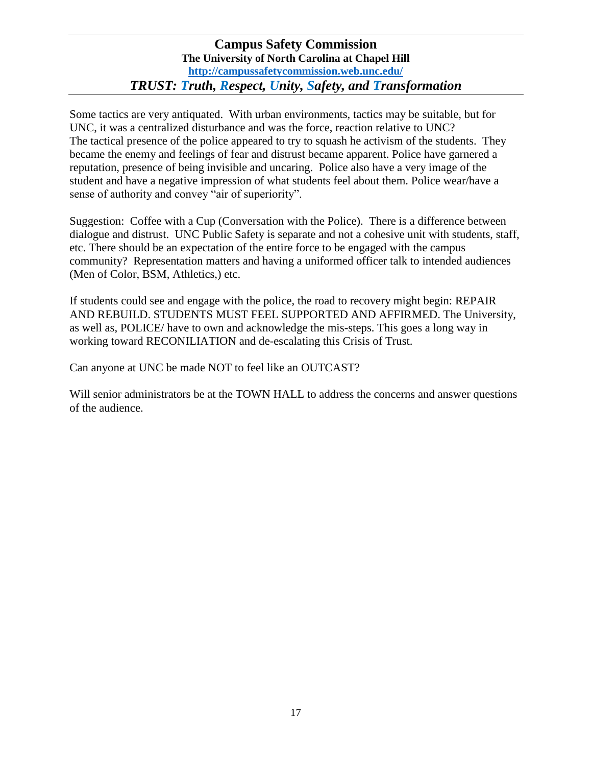Some tactics are very antiquated. With urban environments, tactics may be suitable, but for UNC, it was a centralized disturbance and was the force, reaction relative to UNC? The tactical presence of the police appeared to try to squash he activism of the students. They became the enemy and feelings of fear and distrust became apparent. Police have garnered a reputation, presence of being invisible and uncaring. Police also have a very image of the student and have a negative impression of what students feel about them. Police wear/have a sense of authority and convey "air of superiority".

Suggestion: Coffee with a Cup (Conversation with the Police). There is a difference between dialogue and distrust. UNC Public Safety is separate and not a cohesive unit with students, staff, etc. There should be an expectation of the entire force to be engaged with the campus community? Representation matters and having a uniformed officer talk to intended audiences (Men of Color, BSM, Athletics,) etc.

If students could see and engage with the police, the road to recovery might begin: REPAIR AND REBUILD. STUDENTS MUST FEEL SUPPORTED AND AFFIRMED. The University, as well as, POLICE/ have to own and acknowledge the mis-steps. This goes a long way in working toward RECONILIATION and de-escalating this Crisis of Trust.

Can anyone at UNC be made NOT to feel like an OUTCAST?

Will senior administrators be at the TOWN HALL to address the concerns and answer questions of the audience.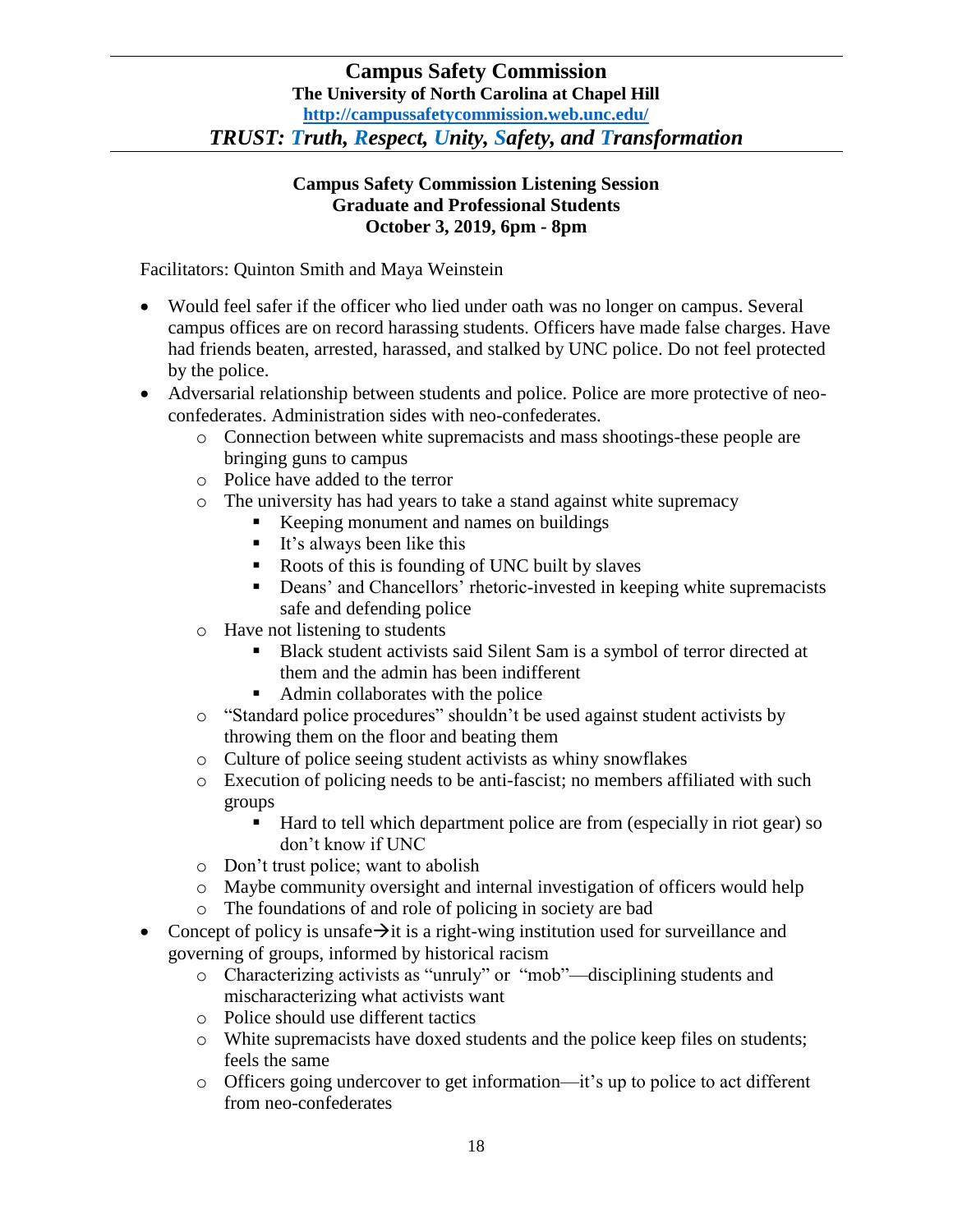# Campus Safety Commission

**The University of North Carolina at Chapel Hill**

**http://campussafetycommission.web.unc.edu/**

***TRUST: Truth, Respect, Unity, Safety, and Transformation***

---

## Campus Safety Commission Listening Session
## Graduate and Professional Students
## October 3, 2019, 6pm - 8pm

Facilitators: Quinton Smith and Maya Weinstein

- Would feel safer if the officer who lied under oath was no longer on campus. Several campus offices are on record harassing students. Officers have made false charges. Have had friends beaten, arrested, harassed, and stalked by UNC police. Do not feel protected by the police.
- Adversarial relationship between students and police. Police are more protective of neo-confederates. Administration sides with neo-confederates.
  - Connection between white supremacists and mass shootings-these people are bringing guns to campus
  - Police have added to the terror
  - The university has had years to take a stand against white supremacy
    - Keeping monument and names on buildings
    - It's always been like this
    - Roots of this is founding of UNC built by slaves
    - Deans' and Chancellors' rhetoric-invested in keeping white supremacists safe and defending police
  - Have not listening to students
    - Black student activists said Silent Sam is a symbol of terror directed at them and the admin has been indifferent
    - Admin collaborates with the police
  - "Standard police procedures" shouldn't be used against student activists by throwing them on the floor and beating them
  - Culture of police seeing student activists as whiny snowflakes
  - Execution of policing needs to be anti-fascist; no members affiliated with such groups
    - Hard to tell which department police are from (especially in riot gear) so don't know if UNC
  - Don't trust police; want to abolish
  - Maybe community oversight and internal investigation of officers would help
  - The foundations of and role of policing in society are bad
- Concept of policy is unsafe→it is a right-wing institution used for surveillance and governing of groups, informed by historical racism
  - Characterizing activists as "unruly" or "mob"—disciplining students and mischaracterizing what activists want
  - Police should use different tactics
  - White supremacists have doxed students and the police keep files on students; feels the same
  - Officers going undercover to get information—it's up to police to act different from neo-confederates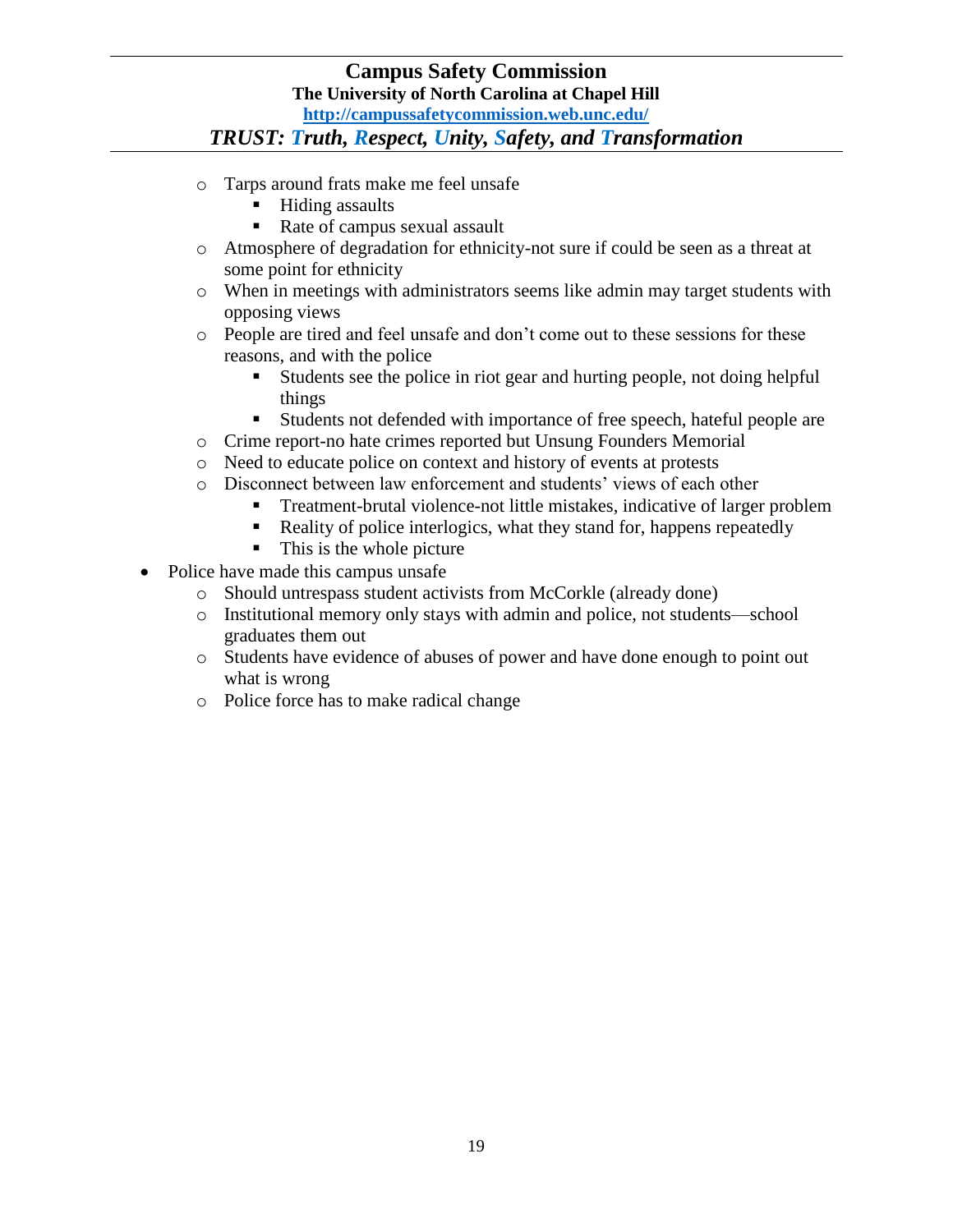- Tarps around frats make me feel unsafe
        - Hiding assaults
        - Rate of campus sexual assault
    - Atmosphere of degradation for ethnicity-not sure if could be seen as a threat at some point for ethnicity
    - When in meetings with administrators seems like admin may target students with opposing views
    - People are tired and feel unsafe and don't come out to these sessions for these reasons, and with the police
        - Students see the police in riot gear and hurting people, not doing helpful things
        - Students not defended with importance of free speech, hateful people are
    - Crime report-no hate crimes reported but Unsung Founders Memorial
    - Need to educate police on context and history of events at protests
    - Disconnect between law enforcement and students' views of each other
        - Treatment-brutal violence-not little mistakes, indicative of larger problem
        - Reality of police interlogics, what they stand for, happens repeatedly
        - This is the whole picture
- Police have made this campus unsafe
    - Should untrespass student activists from McCorkle (already done)
    - Institutional memory only stays with admin and police, not students—school graduates them out
    - Students have evidence of abuses of power and have done enough to point out what is wrong
    - Police force has to make radical change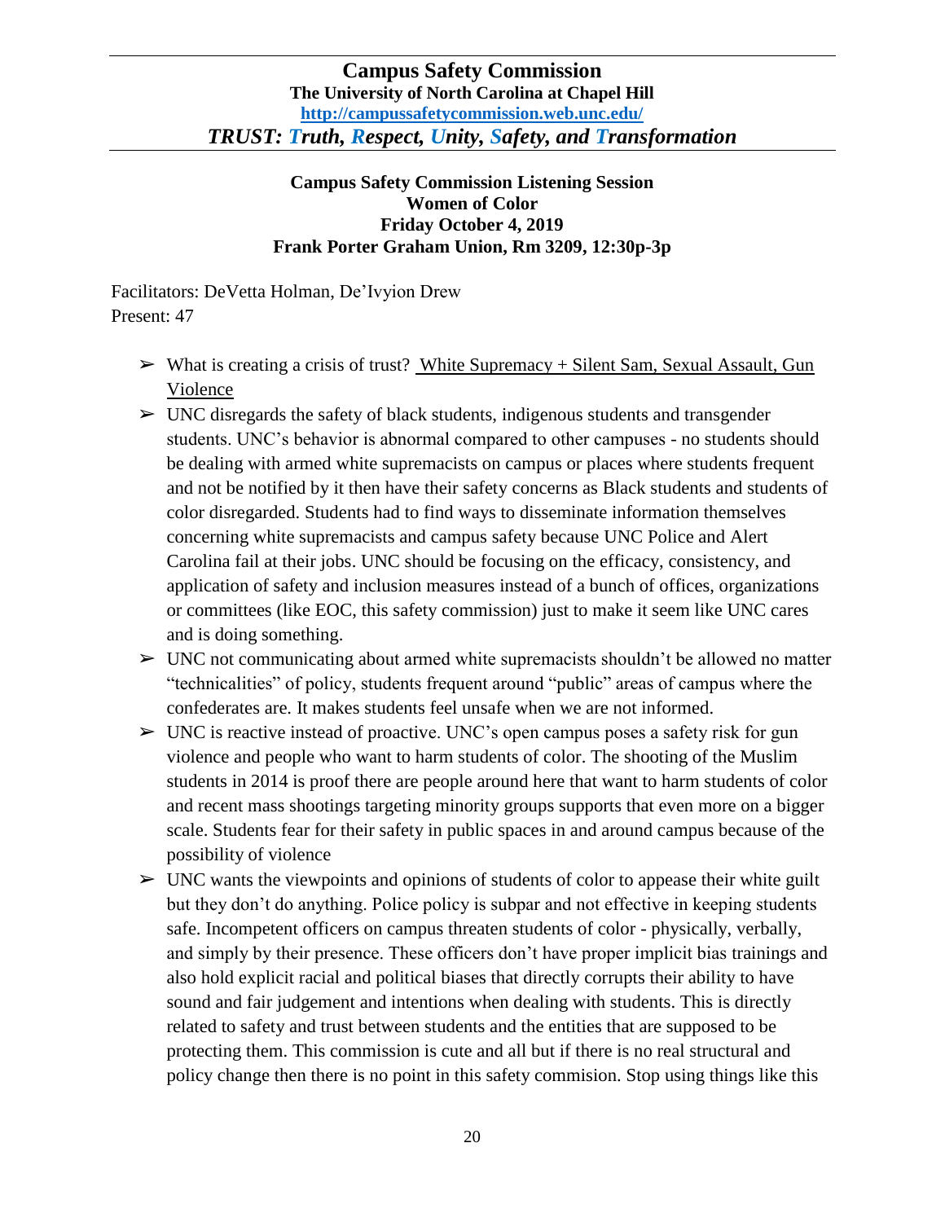# Campus Safety Commission

**The University of North Carolina at Chapel Hill**

**http://campussafetycommission.web.unc.edu/**

***TRUST: Truth, Respect, Unity, Safety, and Transformation***

**Campus Safety Commission Listening Session**
**Women of Color**
**Friday October 4, 2019**
**Frank Porter Graham Union, Rm 3209, 12:30p-3p**

Facilitators: DeVetta Holman, De'Ivyion Drew
Present: 47

- What is creating a crisis of trust? White Supremacy + Silent Sam, Sexual Assault, Gun Violence
- UNC disregards the safety of black students, indigenous students and transgender students. UNC's behavior is abnormal compared to other campuses - no students should be dealing with armed white supremacists on campus or places where students frequent and not be notified by it then have their safety concerns as Black students and students of color disregarded. Students had to find ways to disseminate information themselves concerning white supremacists and campus safety because UNC Police and Alert Carolina fail at their jobs. UNC should be focusing on the efficacy, consistency, and application of safety and inclusion measures instead of a bunch of offices, organizations or committees (like EOC, this safety commission) just to make it seem like UNC cares and is doing something.
- UNC not communicating about armed white supremacists shouldn't be allowed no matter "technicalities" of policy, students frequent around "public" areas of campus where the confederates are. It makes students feel unsafe when we are not informed.
- UNC is reactive instead of proactive. UNC's open campus poses a safety risk for gun violence and people who want to harm students of color. The shooting of the Muslim students in 2014 is proof there are people around here that want to harm students of color and recent mass shootings targeting minority groups supports that even more on a bigger scale. Students fear for their safety in public spaces in and around campus because of the possibility of violence
- UNC wants the viewpoints and opinions of students of color to appease their white guilt but they don't do anything. Police policy is subpar and not effective in keeping students safe. Incompetent officers on campus threaten students of color - physically, verbally, and simply by their presence. These officers don't have proper implicit bias trainings and also hold explicit racial and political biases that directly corrupts their ability to have sound and fair judgement and intentions when dealing with students. This is directly related to safety and trust between students and the entities that are supposed to be protecting them. This commission is cute and all but if there is no real structural and policy change then there is no point in this safety commision. Stop using things like this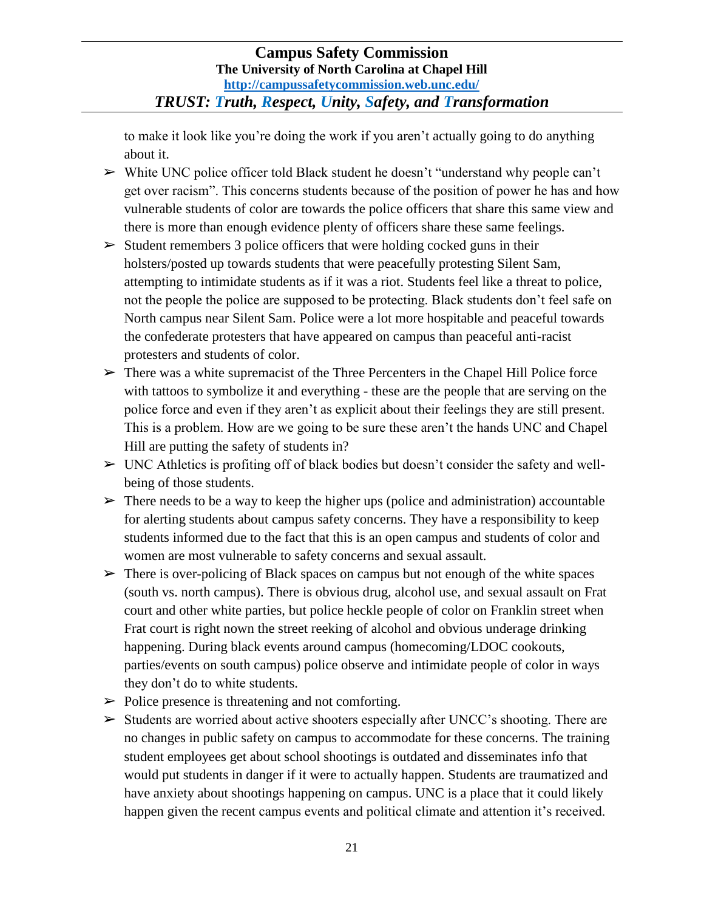to make it look like you're doing the work if you aren't actually going to do anything about it.

- ➢ White UNC police officer told Black student he doesn't "understand why people can't get over racism". This concerns students because of the position of power he has and how vulnerable students of color are towards the police officers that share this same view and there is more than enough evidence plenty of officers share these same feelings.
- ➢ Student remembers 3 police officers that were holding cocked guns in their holsters/posted up towards students that were peacefully protesting Silent Sam, attempting to intimidate students as if it was a riot. Students feel like a threat to police, not the people the police are supposed to be protecting. Black students don't feel safe on North campus near Silent Sam. Police were a lot more hospitable and peaceful towards the confederate protesters that have appeared on campus than peaceful anti-racist protesters and students of color.
- ➢ There was a white supremacist of the Three Percenters in the Chapel Hill Police force with tattoos to symbolize it and everything - these are the people that are serving on the police force and even if they aren't as explicit about their feelings they are still present. This is a problem. How are we going to be sure these aren't the hands UNC and Chapel Hill are putting the safety of students in?
- ➢ UNC Athletics is profiting off of black bodies but doesn't consider the safety and well-being of those students.
- ➢ There needs to be a way to keep the higher ups (police and administration) accountable for alerting students about campus safety concerns. They have a responsibility to keep students informed due to the fact that this is an open campus and students of color and women are most vulnerable to safety concerns and sexual assault.
- ➢ There is over-policing of Black spaces on campus but not enough of the white spaces (south vs. north campus). There is obvious drug, alcohol use, and sexual assault on Frat court and other white parties, but police heckle people of color on Franklin street when Frat court is right nown the street reeking of alcohol and obvious underage drinking happening. During black events around campus (homecoming/LDOC cookouts, parties/events on south campus) police observe and intimidate people of color in ways they don't do to white students.
- ➢ Police presence is threatening and not comforting.
- ➢ Students are worried about active shooters especially after UNCC's shooting. There are no changes in public safety on campus to accommodate for these concerns. The training student employees get about school shootings is outdated and disseminates info that would put students in danger if it were to actually happen. Students are traumatized and have anxiety about shootings happening on campus. UNC is a place that it could likely happen given the recent campus events and political climate and attention it's received.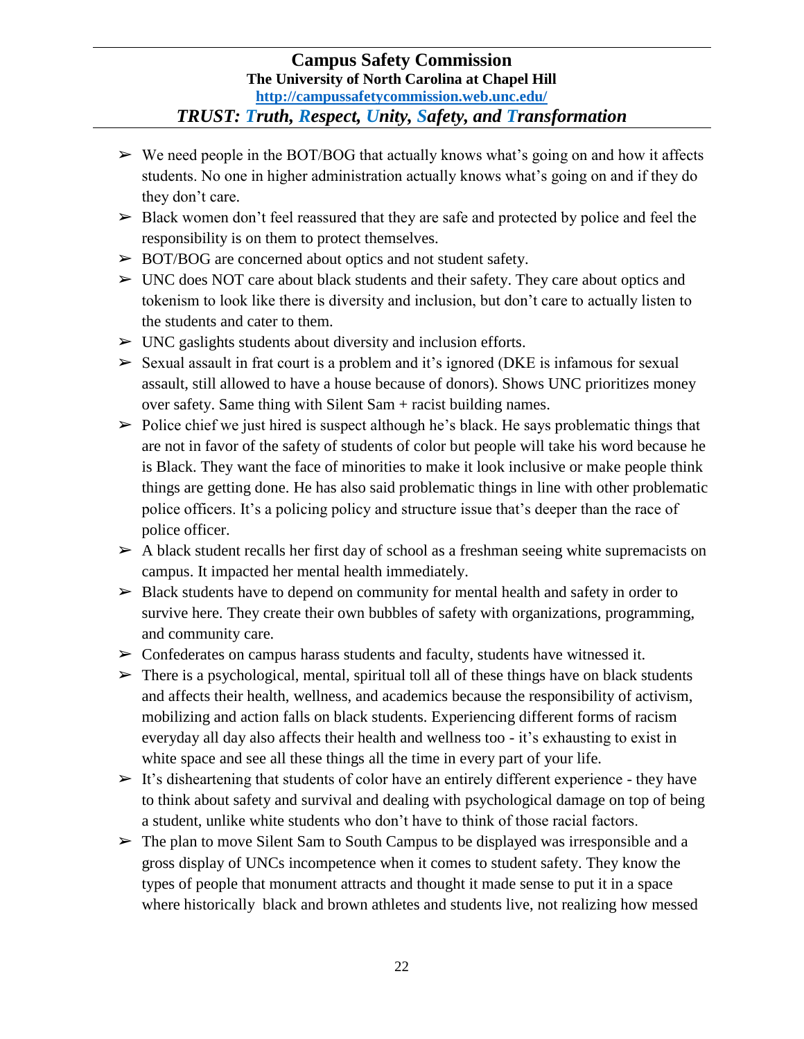- We need people in the BOT/BOG that actually knows what's going on and how it affects students. No one in higher administration actually knows what's going on and if they do they don't care.
- Black women don't feel reassured that they are safe and protected by police and feel the responsibility is on them to protect themselves.
- BOT/BOG are concerned about optics and not student safety.
- UNC does NOT care about black students and their safety. They care about optics and tokenism to look like there is diversity and inclusion, but don't care to actually listen to the students and cater to them.
- UNC gaslights students about diversity and inclusion efforts.
- Sexual assault in frat court is a problem and it's ignored (DKE is infamous for sexual assault, still allowed to have a house because of donors). Shows UNC prioritizes money over safety. Same thing with Silent Sam + racist building names.
- Police chief we just hired is suspect although he's black. He says problematic things that are not in favor of the safety of students of color but people will take his word because he is Black. They want the face of minorities to make it look inclusive or make people think things are getting done. He has also said problematic things in line with other problematic police officers. It's a policing policy and structure issue that's deeper than the race of police officer.
- A black student recalls her first day of school as a freshman seeing white supremacists on campus. It impacted her mental health immediately.
- Black students have to depend on community for mental health and safety in order to survive here. They create their own bubbles of safety with organizations, programming, and community care.
- Confederates on campus harass students and faculty, students have witnessed it.
- There is a psychological, mental, spiritual toll all of these things have on black students and affects their health, wellness, and academics because the responsibility of activism, mobilizing and action falls on black students. Experiencing different forms of racism everyday all day also affects their health and wellness too - it's exhausting to exist in white space and see all these things all the time in every part of your life.
- It's disheartening that students of color have an entirely different experience - they have to think about safety and survival and dealing with psychological damage on top of being a student, unlike white students who don't have to think of those racial factors.
- The plan to move Silent Sam to South Campus to be displayed was irresponsible and a gross display of UNCs incompetence when it comes to student safety. They know the types of people that monument attracts and thought it made sense to put it in a space where historically black and brown athletes and students live, not realizing how messed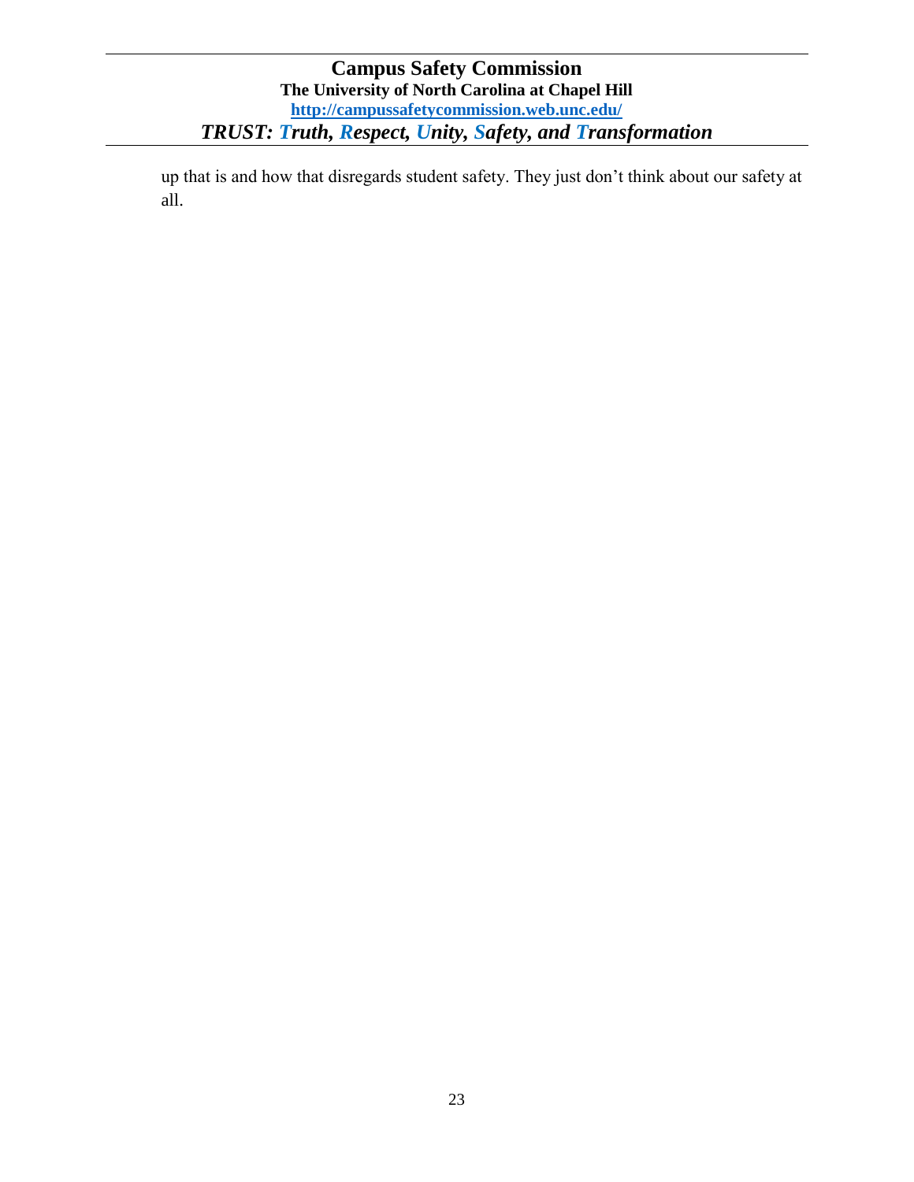up that is and how that disregards student safety. They just don't think about our safety at all.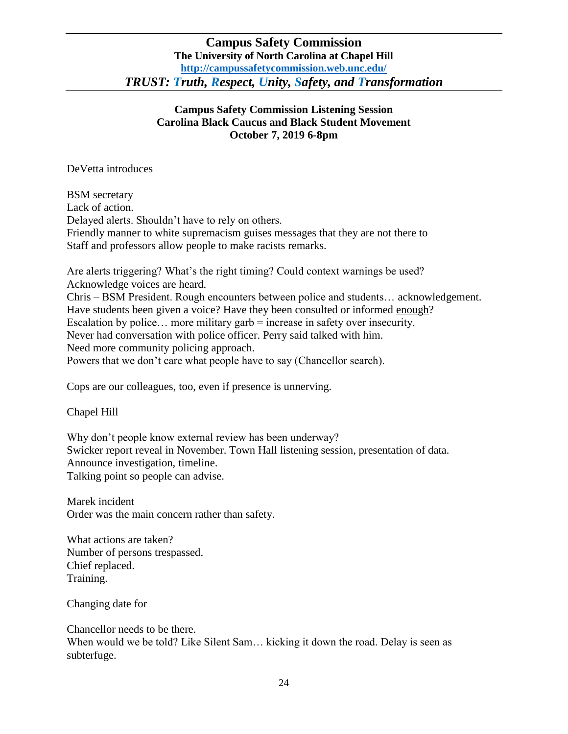# Campus Safety Commission

**The University of North Carolina at Chapel Hill**

**http://campussafetycommission.web.unc.edu/**

***TRUST: Truth, Respect, Unity, Safety, and Transformation***

---

**Campus Safety Commission Listening Session**
**Carolina Black Caucus and Black Student Movement**
**October 7, 2019 6-8pm**

DeVetta introduces

BSM secretary
Lack of action.
Delayed alerts. Shouldn't have to rely on others.
Friendly manner to white supremacism guises messages that they are not there to
Staff and professors allow people to make racists remarks.

Are alerts triggering? What's the right timing? Could context warnings be used?
Acknowledge voices are heard.
Chris – BSM President. Rough encounters between police and students… acknowledgement.
Have students been given a voice? Have they been consulted or informed <u>enough</u>?
Escalation by police… more military garb = increase in safety over insecurity.
Never had conversation with police officer. Perry said talked with him.
Need more community policing approach.
Powers that we don't care what people have to say (Chancellor search).

Cops are our colleagues, too, even if presence is unnerving.

Chapel Hill

Why don't people know external review has been underway?
Swicker report reveal in November. Town Hall listening session, presentation of data.
Announce investigation, timeline.
Talking point so people can advise.

Marek incident
Order was the main concern rather than safety.

What actions are taken?
Number of persons trespassed.
Chief replaced.
Training.

Changing date for

Chancellor needs to be there.
When would we be told? Like Silent Sam… kicking it down the road. Delay is seen as subterfuge.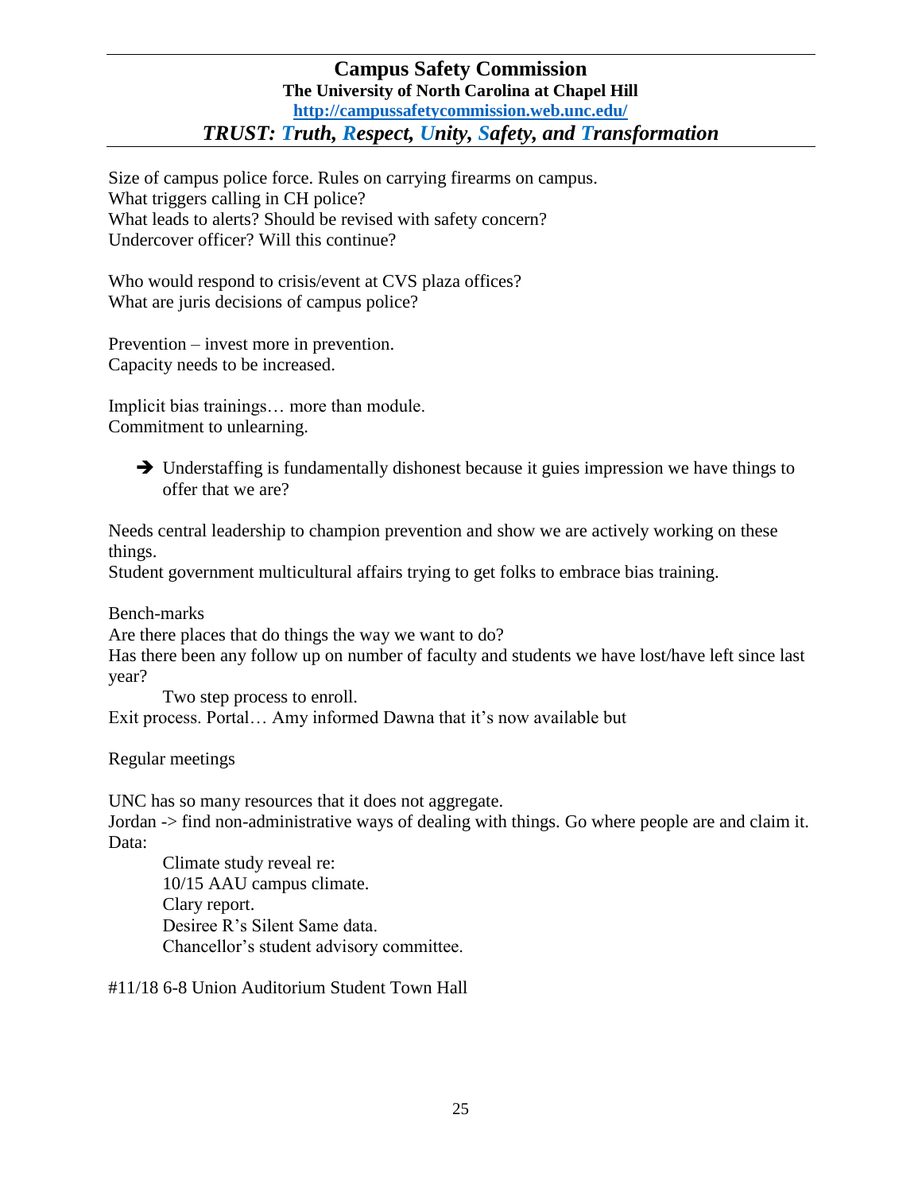Size of campus police force. Rules on carrying firearms on campus.
What triggers calling in CH police?
What leads to alerts? Should be revised with safety concern?
Undercover officer? Will this continue?

Who would respond to crisis/event at CVS plaza offices?
What are juris decisions of campus police?

Prevention – invest more in prevention.
Capacity needs to be increased.

Implicit bias trainings… more than module.
Commitment to unlearning.

- ➔ Understaffing is fundamentally dishonest because it guies impression we have things to offer that we are?

Needs central leadership to champion prevention and show we are actively working on these things.
Student government multicultural affairs trying to get folks to embrace bias training.

Bench-marks
Are there places that do things the way we want to do?
Has there been any follow up on number of faculty and students we have lost/have left since last year?

    Two step process to enroll.

Exit process. Portal… Amy informed Dawna that it's now available but

Regular meetings

UNC has so many resources that it does not aggregate.
Jordan -> find non-administrative ways of dealing with things. Go where people are and claim it.
Data:

    Climate study reveal re:
    10/15 AAU campus climate.
    Clary report.
    Desiree R's Silent Same data.
    Chancellor's student advisory committee.

#11/18 6-8 Union Auditorium Student Town Hall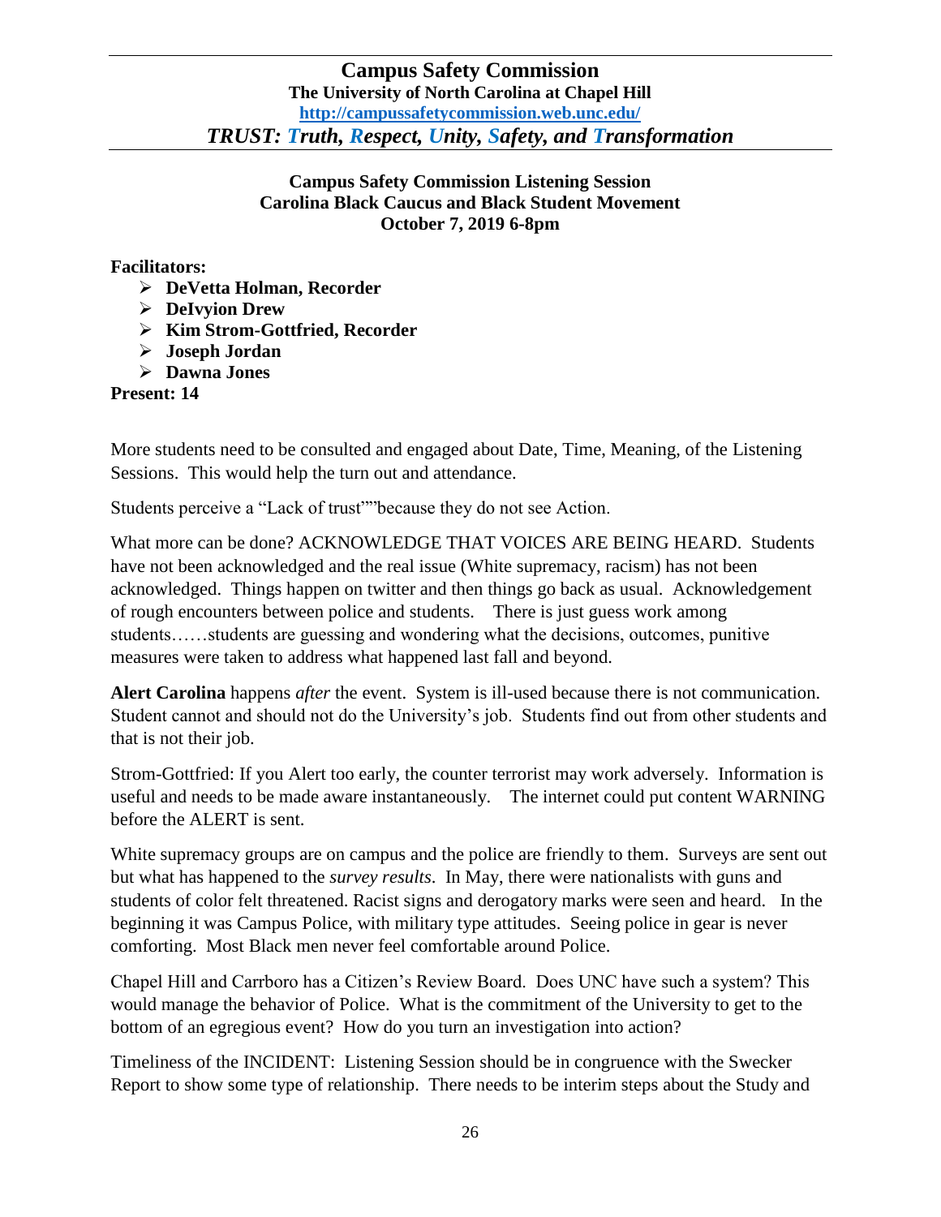# Campus Safety Commission

**The University of North Carolina at Chapel Hill**

**http://campussafetycommission.web.unc.edu/**

***TRUST: Truth, Respect, Unity, Safety, and Transformation***

**Campus Safety Commission Listening Session**
**Carolina Black Caucus and Black Student Movement**
**October 7, 2019 6-8pm**

**Facilitators:**

- **DeVetta Holman, Recorder**
- **DeIvyion Drew**
- **Kim Strom-Gottfried, Recorder**
- **Joseph Jordan**
- **Dawna Jones**

**Present: 14**

More students need to be consulted and engaged about Date, Time, Meaning, of the Listening Sessions. This would help the turn out and attendance.

Students perceive a "Lack of trust""because they do not see Action.

What more can be done? ACKNOWLEDGE THAT VOICES ARE BEING HEARD. Students have not been acknowledged and the real issue (White supremacy, racism) has not been acknowledged. Things happen on twitter and then things go back as usual. Acknowledgement of rough encounters between police and students. There is just guess work among students……students are guessing and wondering what the decisions, outcomes, punitive measures were taken to address what happened last fall and beyond.

**Alert Carolina** happens *after* the event. System is ill-used because there is not communication. Student cannot and should not do the University's job. Students find out from other students and that is not their job.

Strom-Gottfried: If you Alert too early, the counter terrorist may work adversely. Information is useful and needs to be made aware instantaneously. The internet could put content WARNING before the ALERT is sent.

White supremacy groups are on campus and the police are friendly to them. Surveys are sent out but what has happened to the *survey results*. In May, there were nationalists with guns and students of color felt threatened. Racist signs and derogatory marks were seen and heard. In the beginning it was Campus Police, with military type attitudes. Seeing police in gear is never comforting. Most Black men never feel comfortable around Police.

Chapel Hill and Carrboro has a Citizen's Review Board. Does UNC have such a system? This would manage the behavior of Police. What is the commitment of the University to get to the bottom of an egregious event? How do you turn an investigation into action?

Timeliness of the INCIDENT: Listening Session should be in congruence with the Swecker Report to show some type of relationship. There needs to be interim steps about the Study and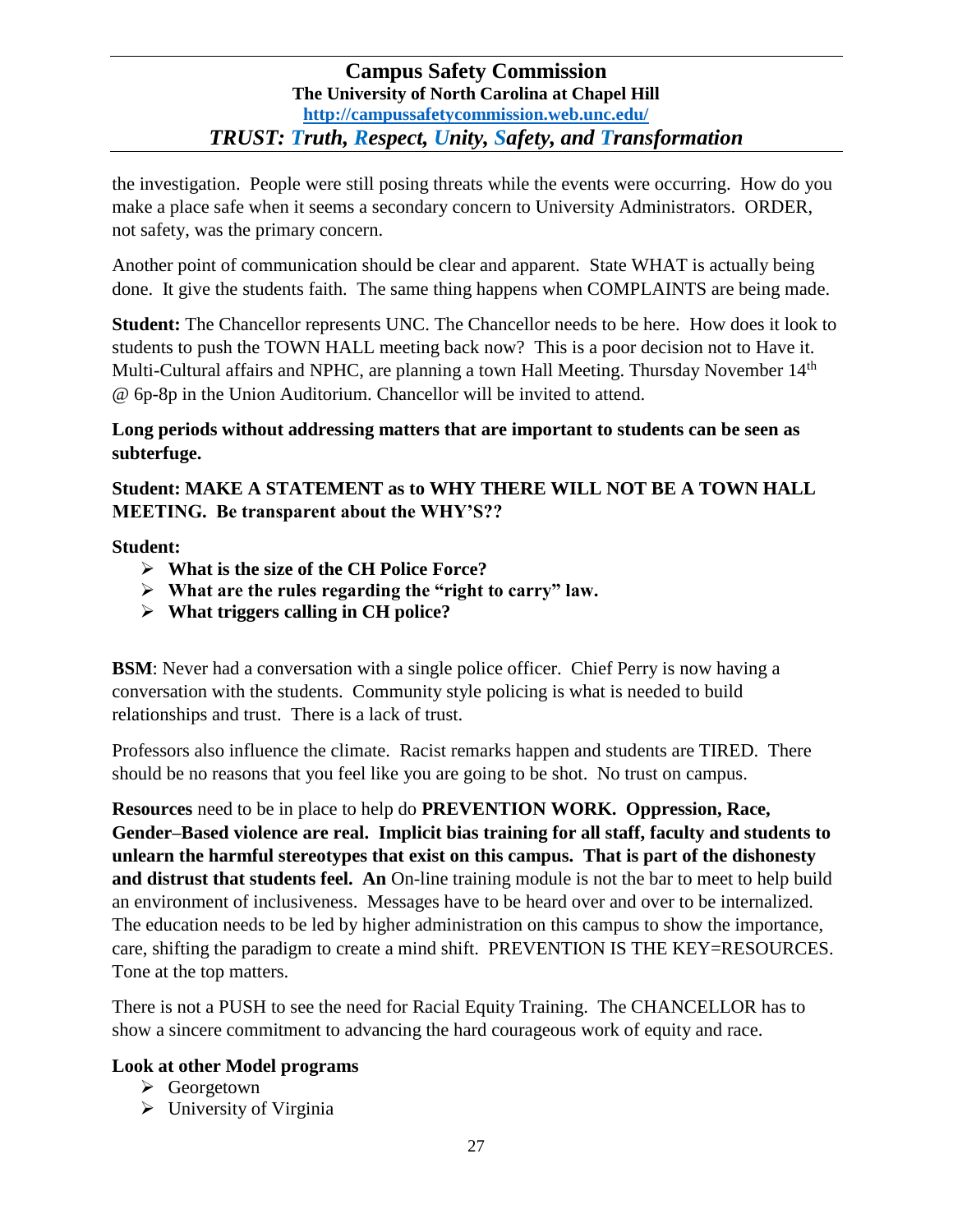the investigation. People were still posing threats while the events were occurring. How do you make a place safe when it seems a secondary concern to University Administrators. ORDER, not safety, was the primary concern.

Another point of communication should be clear and apparent. State WHAT is actually being done. It give the students faith. The same thing happens when COMPLAINTS are being made.

**Student:** The Chancellor represents UNC. The Chancellor needs to be here. How does it look to students to push the TOWN HALL meeting back now? This is a poor decision not to Have it. Multi-Cultural affairs and NPHC, are planning a town Hall Meeting. Thursday November 14th @ 6p-8p in the Union Auditorium. Chancellor will be invited to attend.

**Long periods without addressing matters that are important to students can be seen as subterfuge.**

**Student: MAKE A STATEMENT as to WHY THERE WILL NOT BE A TOWN HALL MEETING. Be transparent about the WHY'S??**

**Student:**

- **What is the size of the CH Police Force?**
- **What are the rules regarding the "right to carry" law.**
- **What triggers calling in CH police?**

**BSM**: Never had a conversation with a single police officer. Chief Perry is now having a conversation with the students. Community style policing is what is needed to build relationships and trust. There is a lack of trust.

Professors also influence the climate. Racist remarks happen and students are TIRED. There should be no reasons that you feel like you are going to be shot. No trust on campus.

**Resources** need to be in place to help do **PREVENTION WORK. Oppression, Race, Gender–Based violence are real. Implicit bias training for all staff, faculty and students to unlearn the harmful stereotypes that exist on this campus. That is part of the dishonesty and distrust that students feel. An** On-line training module is not the bar to meet to help build an environment of inclusiveness. Messages have to be heard over and over to be internalized. The education needs to be led by higher administration on this campus to show the importance, care, shifting the paradigm to create a mind shift. PREVENTION IS THE KEY=RESOURCES. Tone at the top matters.

There is not a PUSH to see the need for Racial Equity Training. The CHANCELLOR has to show a sincere commitment to advancing the hard courageous work of equity and race.

**Look at other Model programs**

- Georgetown
- University of Virginia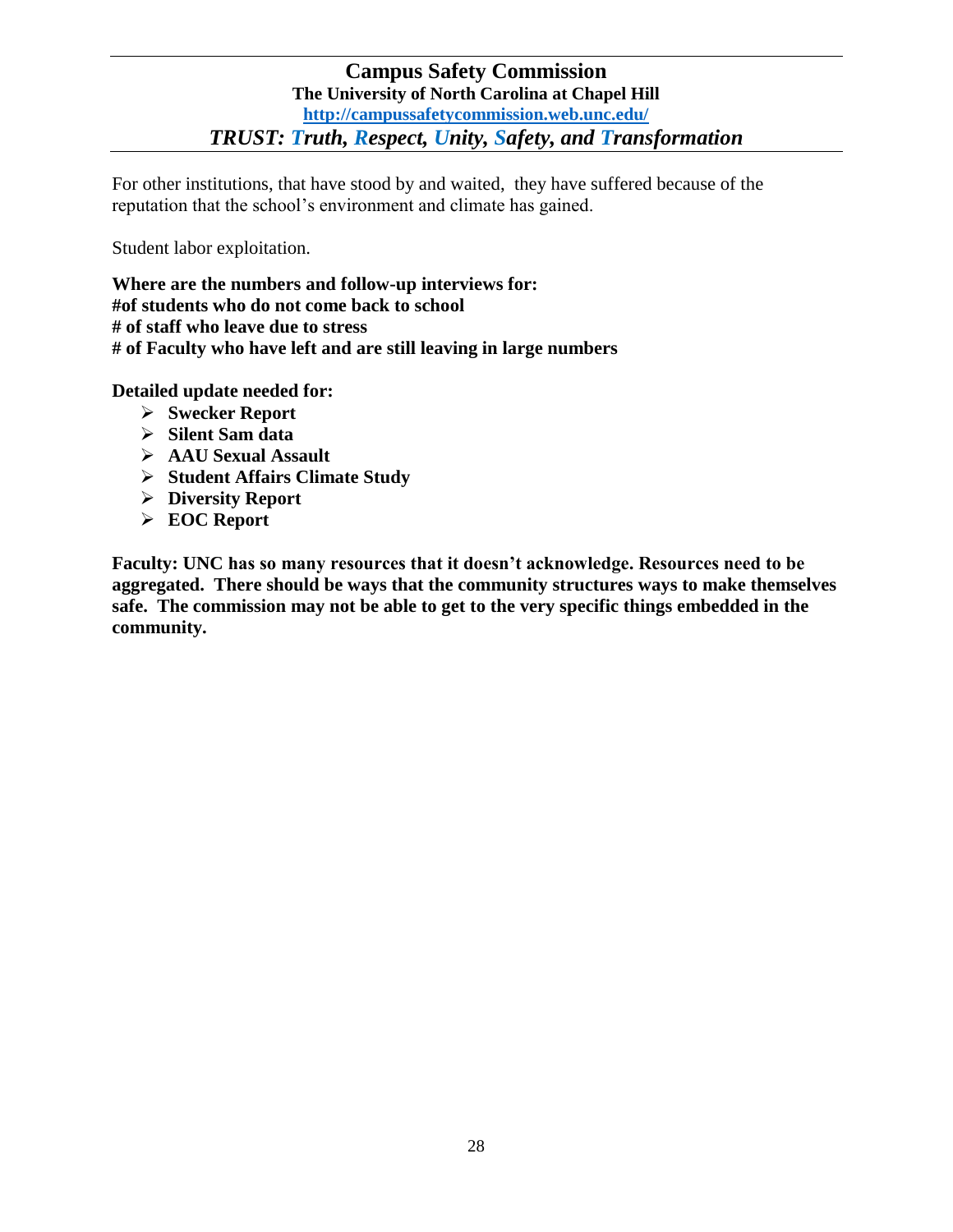For other institutions, that have stood by and waited, they have suffered because of the reputation that the school's environment and climate has gained.

Student labor exploitation.

**Where are the numbers and follow-up interviews for:**
**#of students who do not come back to school**
**# of staff who leave due to stress**
**# of Faculty who have left and are still leaving in large numbers**

**Detailed update needed for:**

- **Swecker Report**
- **Silent Sam data**
- **AAU Sexual Assault**
- **Student Affairs Climate Study**
- **Diversity Report**
- **EOC Report**

**Faculty: UNC has so many resources that it doesn't acknowledge. Resources need to be aggregated. There should be ways that the community structures ways to make themselves safe. The commission may not be able to get to the very specific things embedded in the community.**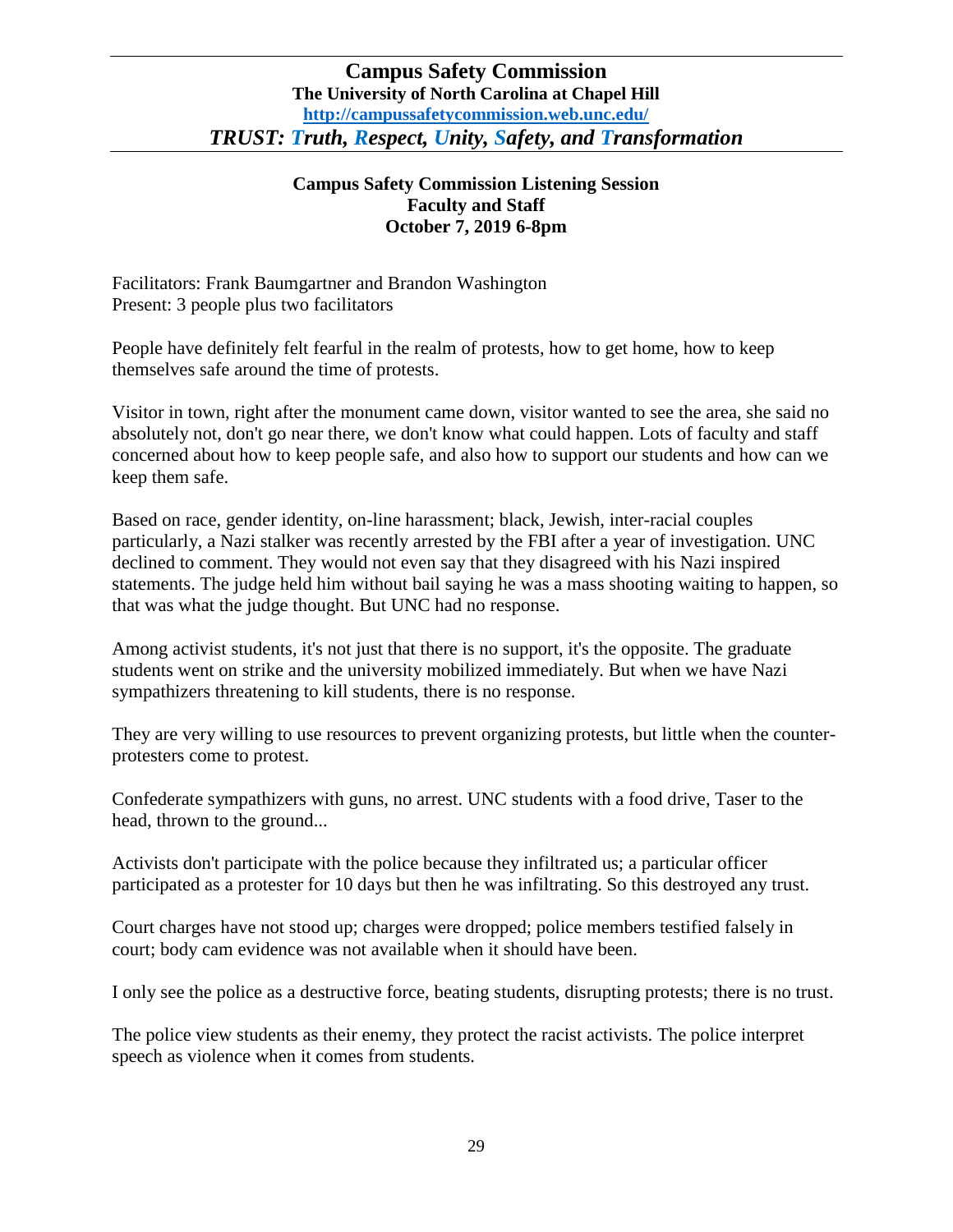# Campus Safety Commission

**The University of North Carolina at Chapel Hill**

**http://campussafetycommission.web.unc.edu/**

***TRUST: Truth, Respect, Unity, Safety, and Transformation***

## Campus Safety Commission Listening Session
## Faculty and Staff
## October 7, 2019 6-8pm

Facilitators: Frank Baumgartner and Brandon Washington
Present: 3 people plus two facilitators

People have definitely felt fearful in the realm of protests, how to get home, how to keep themselves safe around the time of protests.

Visitor in town, right after the monument came down, visitor wanted to see the area, she said no absolutely not, don't go near there, we don't know what could happen. Lots of faculty and staff concerned about how to keep people safe, and also how to support our students and how can we keep them safe.

Based on race, gender identity, on-line harassment; black, Jewish, inter-racial couples particularly, a Nazi stalker was recently arrested by the FBI after a year of investigation. UNC declined to comment. They would not even say that they disagreed with his Nazi inspired statements. The judge held him without bail saying he was a mass shooting waiting to happen, so that was what the judge thought. But UNC had no response.

Among activist students, it's not just that there is no support, it's the opposite. The graduate students went on strike and the university mobilized immediately. But when we have Nazi sympathizers threatening to kill students, there is no response.

They are very willing to use resources to prevent organizing protests, but little when the counter-protesters come to protest.

Confederate sympathizers with guns, no arrest. UNC students with a food drive, Taser to the head, thrown to the ground...

Activists don't participate with the police because they infiltrated us; a particular officer participated as a protester for 10 days but then he was infiltrating. So this destroyed any trust.

Court charges have not stood up; charges were dropped; police members testified falsely in court; body cam evidence was not available when it should have been.

I only see the police as a destructive force, beating students, disrupting protests; there is no trust.

The police view students as their enemy, they protect the racist activists. The police interpret speech as violence when it comes from students.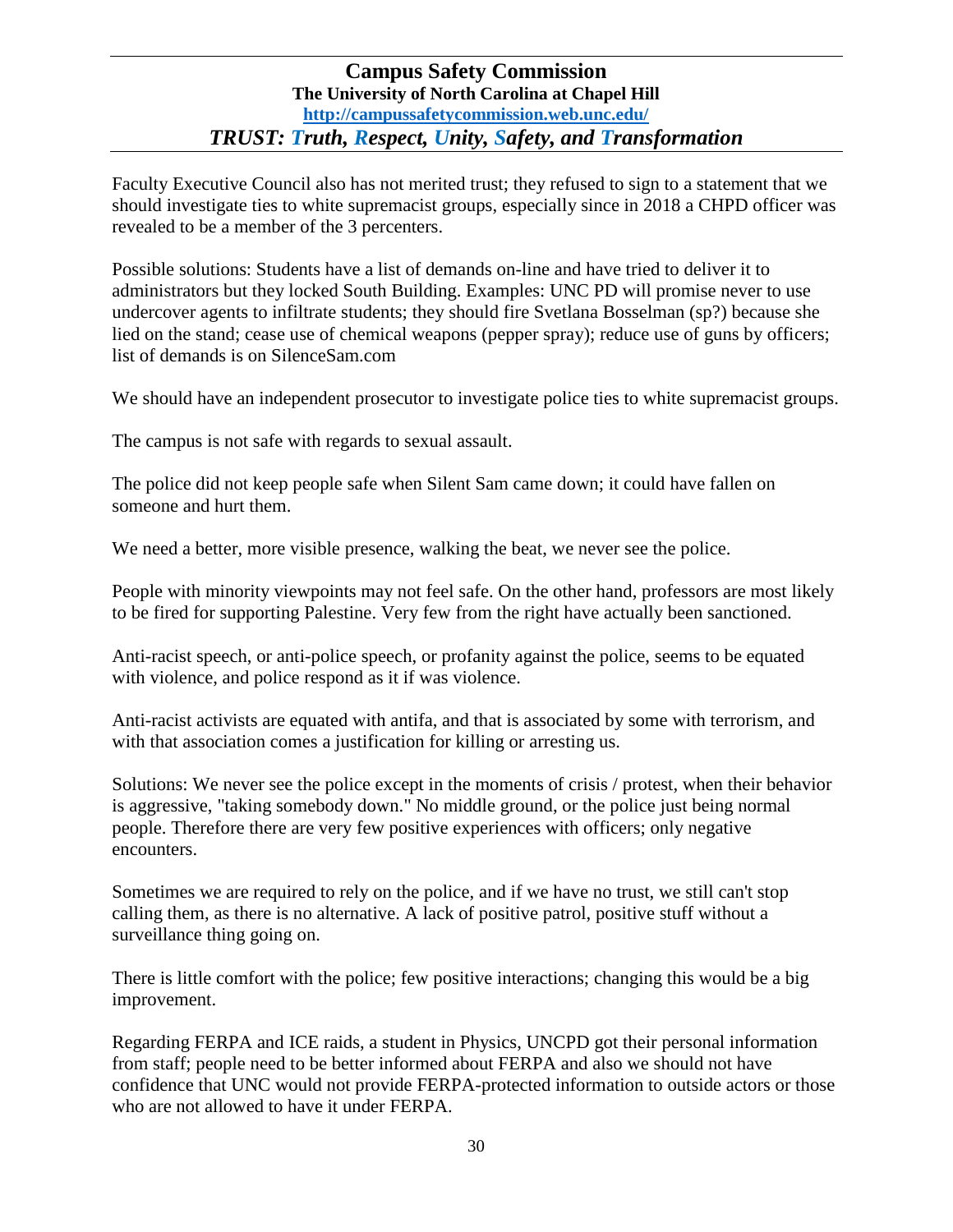Faculty Executive Council also has not merited trust; they refused to sign to a statement that we should investigate ties to white supremacist groups, especially since in 2018 a CHPD officer was revealed to be a member of the 3 percenters.

Possible solutions: Students have a list of demands on-line and have tried to deliver it to administrators but they locked South Building. Examples: UNC PD will promise never to use undercover agents to infiltrate students; they should fire Svetlana Bosselman (sp?) because she lied on the stand; cease use of chemical weapons (pepper spray); reduce use of guns by officers; list of demands is on SilenceSam.com

We should have an independent prosecutor to investigate police ties to white supremacist groups.

The campus is not safe with regards to sexual assault.

The police did not keep people safe when Silent Sam came down; it could have fallen on someone and hurt them.

We need a better, more visible presence, walking the beat, we never see the police.

People with minority viewpoints may not feel safe. On the other hand, professors are most likely to be fired for supporting Palestine. Very few from the right have actually been sanctioned.

Anti-racist speech, or anti-police speech, or profanity against the police, seems to be equated with violence, and police respond as it if was violence.

Anti-racist activists are equated with antifa, and that is associated by some with terrorism, and with that association comes a justification for killing or arresting us.

Solutions: We never see the police except in the moments of crisis / protest, when their behavior is aggressive, "taking somebody down." No middle ground, or the police just being normal people. Therefore there are very few positive experiences with officers; only negative encounters.

Sometimes we are required to rely on the police, and if we have no trust, we still can't stop calling them, as there is no alternative. A lack of positive patrol, positive stuff without a surveillance thing going on.

There is little comfort with the police; few positive interactions; changing this would be a big improvement.

Regarding FERPA and ICE raids, a student in Physics, UNCPD got their personal information from staff; people need to be better informed about FERPA and also we should not have confidence that UNC would not provide FERPA-protected information to outside actors or those who are not allowed to have it under FERPA.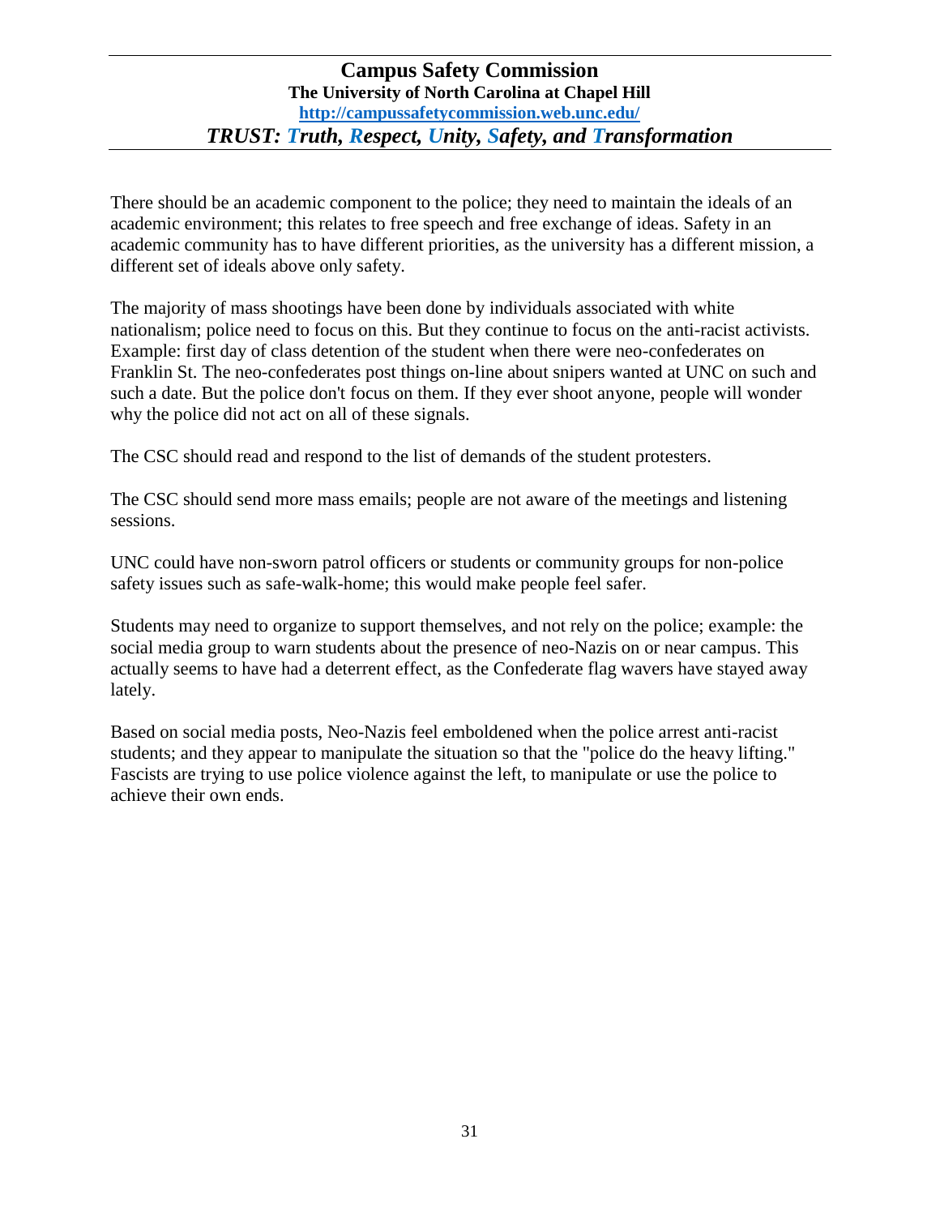There should be an academic component to the police; they need to maintain the ideals of an academic environment; this relates to free speech and free exchange of ideas. Safety in an academic community has to have different priorities, as the university has a different mission, a different set of ideals above only safety.

The majority of mass shootings have been done by individuals associated with white nationalism; police need to focus on this. But they continue to focus on the anti-racist activists. Example: first day of class detention of the student when there were neo-confederates on Franklin St. The neo-confederates post things on-line about snipers wanted at UNC on such and such a date. But the police don't focus on them. If they ever shoot anyone, people will wonder why the police did not act on all of these signals.

The CSC should read and respond to the list of demands of the student protesters.

The CSC should send more mass emails; people are not aware of the meetings and listening sessions.

UNC could have non-sworn patrol officers or students or community groups for non-police safety issues such as safe-walk-home; this would make people feel safer.

Students may need to organize to support themselves, and not rely on the police; example: the social media group to warn students about the presence of neo-Nazis on or near campus. This actually seems to have had a deterrent effect, as the Confederate flag wavers have stayed away lately.

Based on social media posts, Neo-Nazis feel emboldened when the police arrest anti-racist students; and they appear to manipulate the situation so that the "police do the heavy lifting." Fascists are trying to use police violence against the left, to manipulate or use the police to achieve their own ends.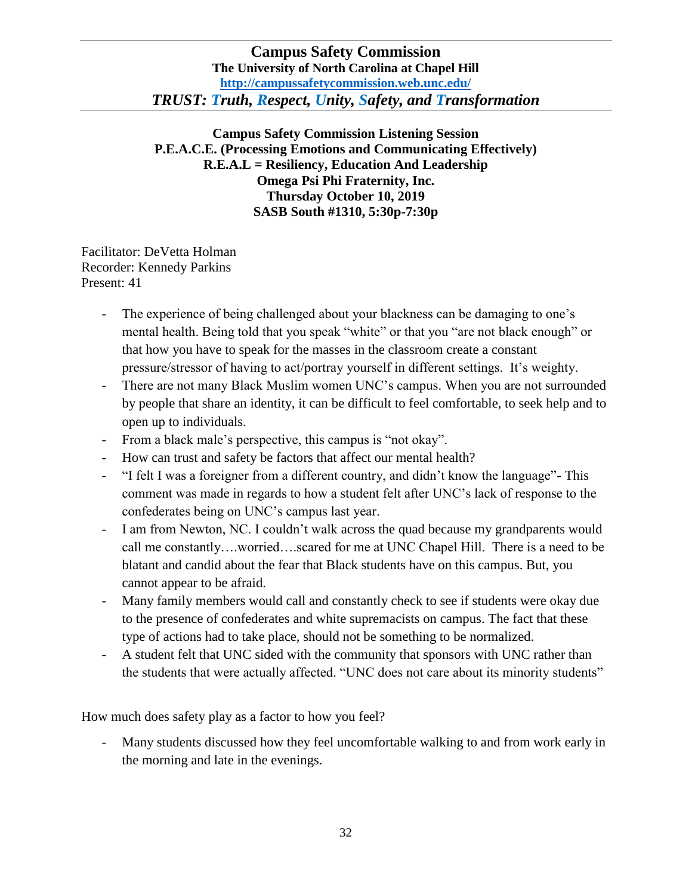# Campus Safety Commission

**The University of North Carolina at Chapel Hill**

**http://campussafetycommission.web.unc.edu/**

***TRUST: Truth, Respect, Unity, Safety, and Transformation***

**Campus Safety Commission Listening Session**
**P.E.A.C.E. (Processing Emotions and Communicating Effectively)**
**R.E.A.L = Resiliency, Education And Leadership**
**Omega Psi Phi Fraternity, Inc.**
**Thursday October 10, 2019**
**SASB South #1310, 5:30p-7:30p**

Facilitator: DeVetta Holman
Recorder: Kennedy Parkins
Present: 41

- The experience of being challenged about your blackness can be damaging to one's mental health. Being told that you speak "white" or that you "are not black enough" or that how you have to speak for the masses in the classroom create a constant pressure/stressor of having to act/portray yourself in different settings. It's weighty.
- There are not many Black Muslim women UNC's campus. When you are not surrounded by people that share an identity, it can be difficult to feel comfortable, to seek help and to open up to individuals.
- From a black male's perspective, this campus is "not okay".
- How can trust and safety be factors that affect our mental health?
- "I felt I was a foreigner from a different country, and didn't know the language"- This comment was made in regards to how a student felt after UNC's lack of response to the confederates being on UNC's campus last year.
- I am from Newton, NC. I couldn't walk across the quad because my grandparents would call me constantly….worried….scared for me at UNC Chapel Hill. There is a need to be blatant and candid about the fear that Black students have on this campus. But, you cannot appear to be afraid.
- Many family members would call and constantly check to see if students were okay due to the presence of confederates and white supremacists on campus. The fact that these type of actions had to take place, should not be something to be normalized.
- A student felt that UNC sided with the community that sponsors with UNC rather than the students that were actually affected. "UNC does not care about its minority students"

How much does safety play as a factor to how you feel?

- Many students discussed how they feel uncomfortable walking to and from work early in the morning and late in the evenings.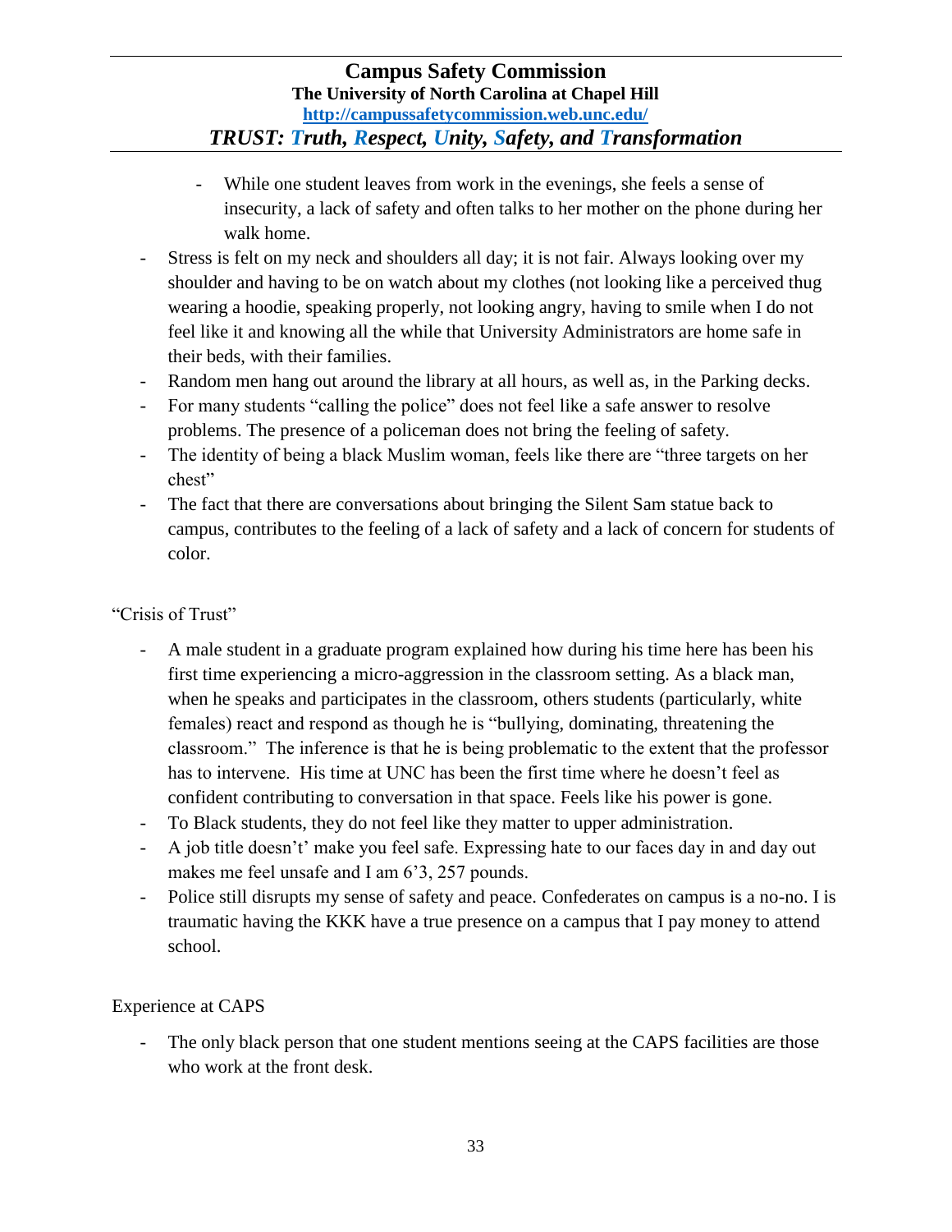- While one student leaves from work in the evenings, she feels a sense of insecurity, a lack of safety and often talks to her mother on the phone during her walk home.
- Stress is felt on my neck and shoulders all day; it is not fair. Always looking over my shoulder and having to be on watch about my clothes (not looking like a perceived thug wearing a hoodie, speaking properly, not looking angry, having to smile when I do not feel like it and knowing all the while that University Administrators are home safe in their beds, with their families.
- Random men hang out around the library at all hours, as well as, in the Parking decks.
- For many students "calling the police" does not feel like a safe answer to resolve problems. The presence of a policeman does not bring the feeling of safety.
- The identity of being a black Muslim woman, feels like there are "three targets on her chest"
- The fact that there are conversations about bringing the Silent Sam statue back to campus, contributes to the feeling of a lack of safety and a lack of concern for students of color.

"Crisis of Trust"

- A male student in a graduate program explained how during his time here has been his first time experiencing a micro-aggression in the classroom setting. As a black man, when he speaks and participates in the classroom, others students (particularly, white females) react and respond as though he is "bullying, dominating, threatening the classroom." The inference is that he is being problematic to the extent that the professor has to intervene. His time at UNC has been the first time where he doesn't feel as confident contributing to conversation in that space. Feels like his power is gone.
- To Black students, they do not feel like they matter to upper administration.
- A job title doesn't' make you feel safe. Expressing hate to our faces day in and day out makes me feel unsafe and I am 6'3, 257 pounds.
- Police still disrupts my sense of safety and peace. Confederates on campus is a no-no. I is traumatic having the KKK have a true presence on a campus that I pay money to attend school.

Experience at CAPS

- The only black person that one student mentions seeing at the CAPS facilities are those who work at the front desk.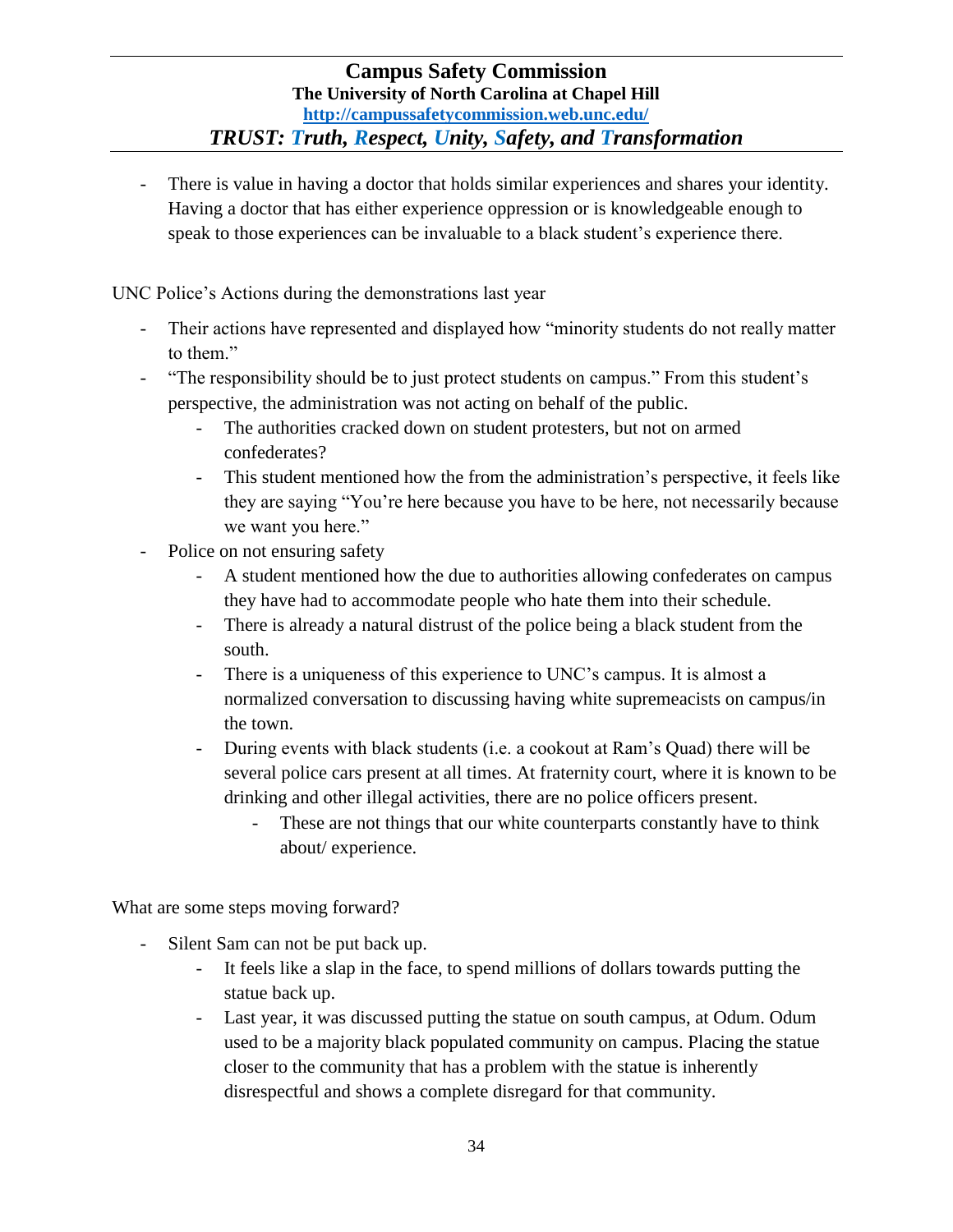- There is value in having a doctor that holds similar experiences and shares your identity. Having a doctor that has either experience oppression or is knowledgeable enough to speak to those experiences can be invaluable to a black student's experience there.

UNC Police's Actions during the demonstrations last year

- Their actions have represented and displayed how "minority students do not really matter to them."
- "The responsibility should be to just protect students on campus." From this student's perspective, the administration was not acting on behalf of the public.
    - The authorities cracked down on student protesters, but not on armed confederates?
    - This student mentioned how the from the administration's perspective, it feels like they are saying "You're here because you have to be here, not necessarily because we want you here."
- Police on not ensuring safety
    - A student mentioned how the due to authorities allowing confederates on campus they have had to accommodate people who hate them into their schedule.
    - There is already a natural distrust of the police being a black student from the south.
    - There is a uniqueness of this experience to UNC's campus. It is almost a normalized conversation to discussing having white supremeacists on campus/in the town.
    - During events with black students (i.e. a cookout at Ram's Quad) there will be several police cars present at all times. At fraternity court, where it is known to be drinking and other illegal activities, there are no police officers present.
        - These are not things that our white counterparts constantly have to think about/ experience.

What are some steps moving forward?

- Silent Sam can not be put back up.
    - It feels like a slap in the face, to spend millions of dollars towards putting the statue back up.
    - Last year, it was discussed putting the statue on south campus, at Odum. Odum used to be a majority black populated community on campus. Placing the statue closer to the community that has a problem with the statue is inherently disrespectful and shows a complete disregard for that community.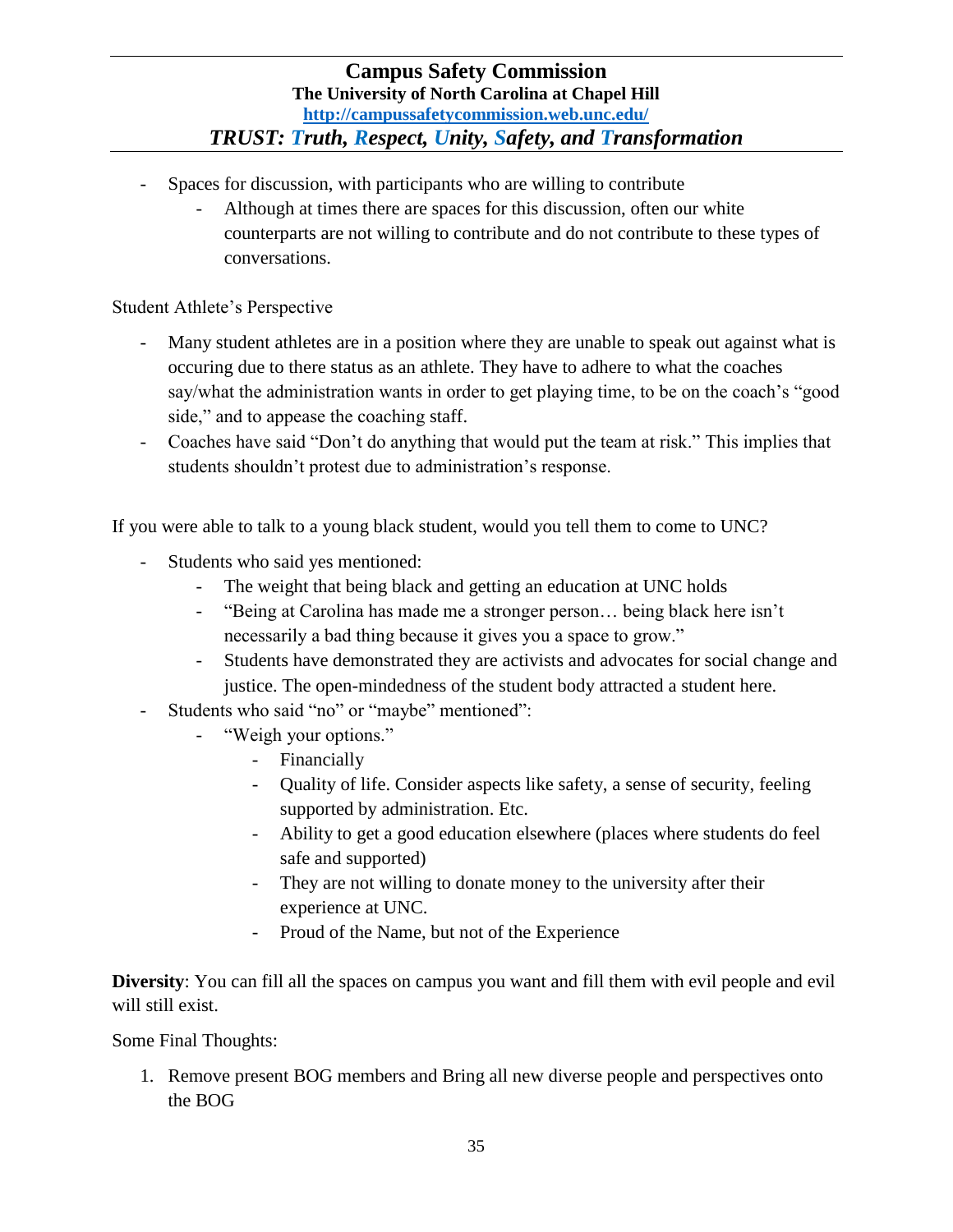- Spaces for discussion, with participants who are willing to contribute
    - Although at times there are spaces for this discussion, often our white counterparts are not willing to contribute and do not contribute to these types of conversations.

Student Athlete's Perspective

- Many student athletes are in a position where they are unable to speak out against what is occuring due to there status as an athlete. They have to adhere to what the coaches say/what the administration wants in order to get playing time, to be on the coach's "good side," and to appease the coaching staff.
- Coaches have said "Don't do anything that would put the team at risk." This implies that students shouldn't protest due to administration's response.

If you were able to talk to a young black student, would you tell them to come to UNC?

- Students who said yes mentioned:
    - The weight that being black and getting an education at UNC holds
    - "Being at Carolina has made me a stronger person… being black here isn't necessarily a bad thing because it gives you a space to grow."
    - Students have demonstrated they are activists and advocates for social change and justice. The open-mindedness of the student body attracted a student here.
- Students who said "no" or "maybe" mentioned":
    - "Weigh your options."
        - Financially
        - Quality of life. Consider aspects like safety, a sense of security, feeling supported by administration. Etc.
        - Ability to get a good education elsewhere (places where students do feel safe and supported)
        - They are not willing to donate money to the university after their experience at UNC.
        - Proud of the Name, but not of the Experience

**Diversity**: You can fill all the spaces on campus you want and fill them with evil people and evil will still exist.

Some Final Thoughts:

1. Remove present BOG members and Bring all new diverse people and perspectives onto the BOG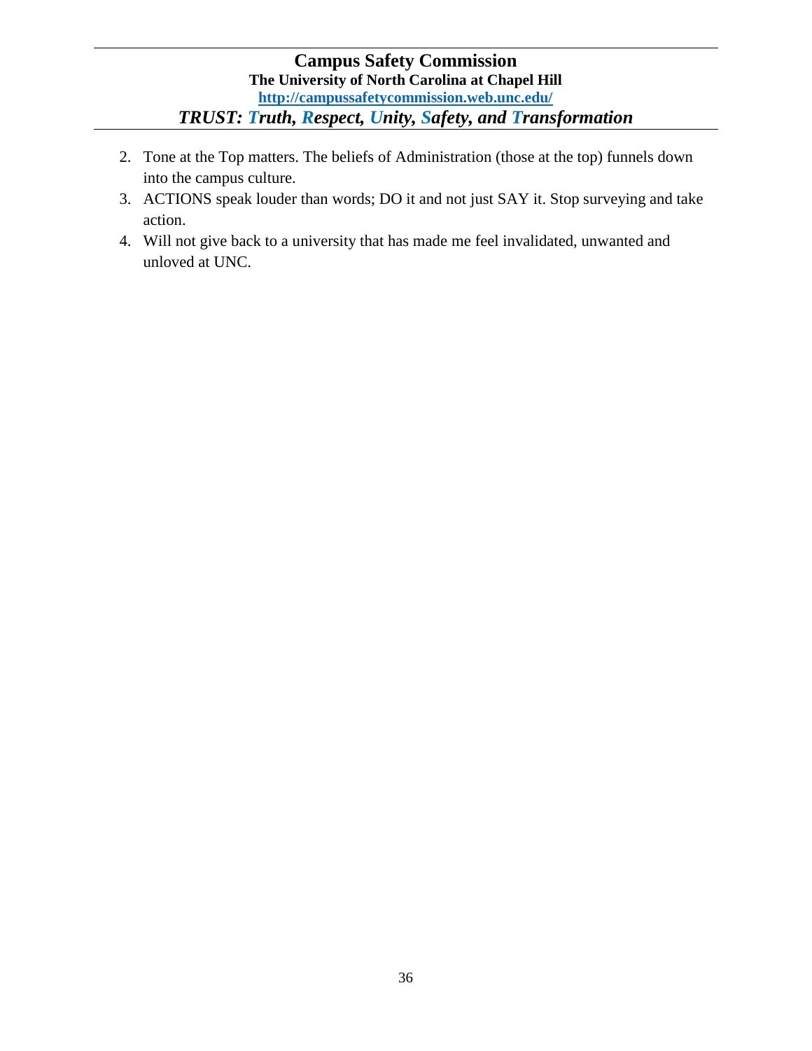2. Tone at the Top matters. The beliefs of Administration (those at the top) funnels down into the campus culture.
3. ACTIONS speak louder than words; DO it and not just SAY it. Stop surveying and take action.
4. Will not give back to a university that has made me feel invalidated, unwanted and unloved at UNC.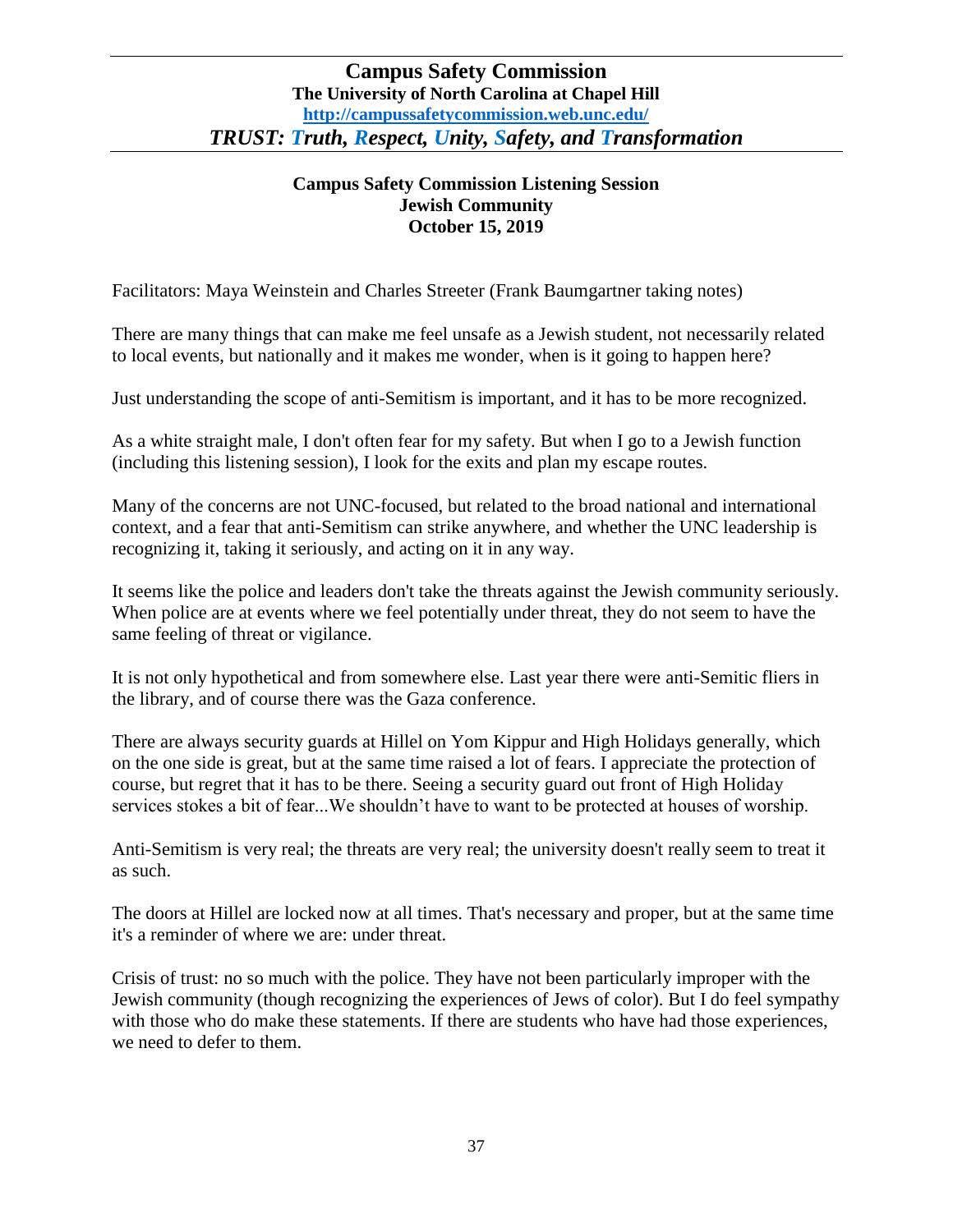# Campus Safety Commission
## The University of North Carolina at Chapel Hill
http://campussafetycommission.web.unc.edu/

***TRUST: Truth, Respect, Unity, Safety, and Transformation***

### Campus Safety Commission Listening Session
### Jewish Community
### October 15, 2019

Facilitators: Maya Weinstein and Charles Streeter (Frank Baumgartner taking notes)

There are many things that can make me feel unsafe as a Jewish student, not necessarily related to local events, but nationally and it makes me wonder, when is it going to happen here?

Just understanding the scope of anti-Semitism is important, and it has to be more recognized.

As a white straight male, I don't often fear for my safety. But when I go to a Jewish function (including this listening session), I look for the exits and plan my escape routes.

Many of the concerns are not UNC-focused, but related to the broad national and international context, and a fear that anti-Semitism can strike anywhere, and whether the UNC leadership is recognizing it, taking it seriously, and acting on it in any way.

It seems like the police and leaders don't take the threats against the Jewish community seriously. When police are at events where we feel potentially under threat, they do not seem to have the same feeling of threat or vigilance.

It is not only hypothetical and from somewhere else. Last year there were anti-Semitic fliers in the library, and of course there was the Gaza conference.

There are always security guards at Hillel on Yom Kippur and High Holidays generally, which on the one side is great, but at the same time raised a lot of fears. I appreciate the protection of course, but regret that it has to be there. Seeing a security guard out front of High Holiday services stokes a bit of fear...We shouldn't have to want to be protected at houses of worship.

Anti-Semitism is very real; the threats are very real; the university doesn't really seem to treat it as such.

The doors at Hillel are locked now at all times. That's necessary and proper, but at the same time it's a reminder of where we are: under threat.

Crisis of trust: no so much with the police. They have not been particularly improper with the Jewish community (though recognizing the experiences of Jews of color). But I do feel sympathy with those who do make these statements. If there are students who have had those experiences, we need to defer to them.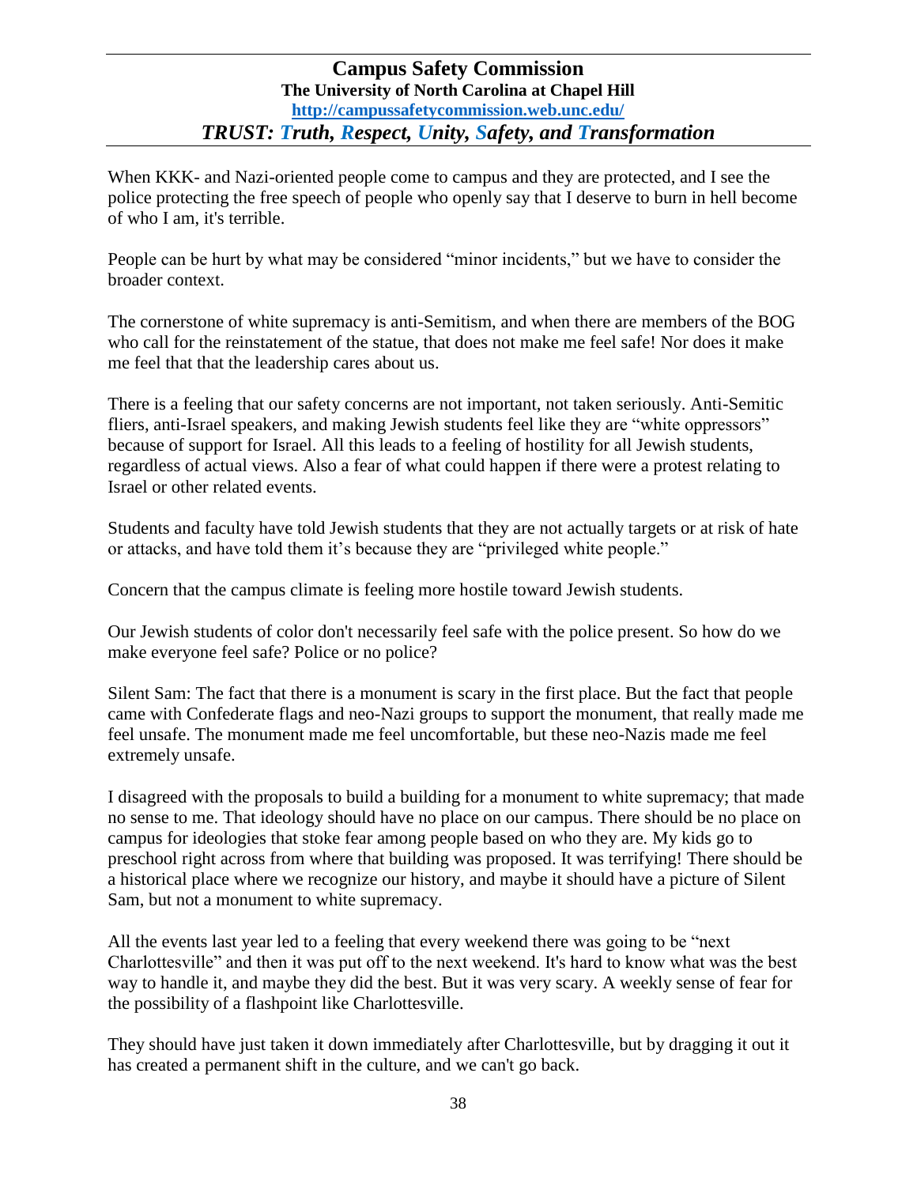When KKK- and Nazi-oriented people come to campus and they are protected, and I see the police protecting the free speech of people who openly say that I deserve to burn in hell become of who I am, it's terrible.

People can be hurt by what may be considered "minor incidents," but we have to consider the broader context.

The cornerstone of white supremacy is anti-Semitism, and when there are members of the BOG who call for the reinstatement of the statue, that does not make me feel safe! Nor does it make me feel that that the leadership cares about us.

There is a feeling that our safety concerns are not important, not taken seriously. Anti-Semitic fliers, anti-Israel speakers, and making Jewish students feel like they are "white oppressors" because of support for Israel. All this leads to a feeling of hostility for all Jewish students, regardless of actual views. Also a fear of what could happen if there were a protest relating to Israel or other related events.

Students and faculty have told Jewish students that they are not actually targets or at risk of hate or attacks, and have told them it's because they are "privileged white people."

Concern that the campus climate is feeling more hostile toward Jewish students.

Our Jewish students of color don't necessarily feel safe with the police present. So how do we make everyone feel safe? Police or no police?

Silent Sam: The fact that there is a monument is scary in the first place. But the fact that people came with Confederate flags and neo-Nazi groups to support the monument, that really made me feel unsafe. The monument made me feel uncomfortable, but these neo-Nazis made me feel extremely unsafe.

I disagreed with the proposals to build a building for a monument to white supremacy; that made no sense to me. That ideology should have no place on our campus. There should be no place on campus for ideologies that stoke fear among people based on who they are. My kids go to preschool right across from where that building was proposed. It was terrifying! There should be a historical place where we recognize our history, and maybe it should have a picture of Silent Sam, but not a monument to white supremacy.

All the events last year led to a feeling that every weekend there was going to be "next Charlottesville" and then it was put off to the next weekend. It's hard to know what was the best way to handle it, and maybe they did the best. But it was very scary. A weekly sense of fear for the possibility of a flashpoint like Charlottesville.

They should have just taken it down immediately after Charlottesville, but by dragging it out it has created a permanent shift in the culture, and we can't go back.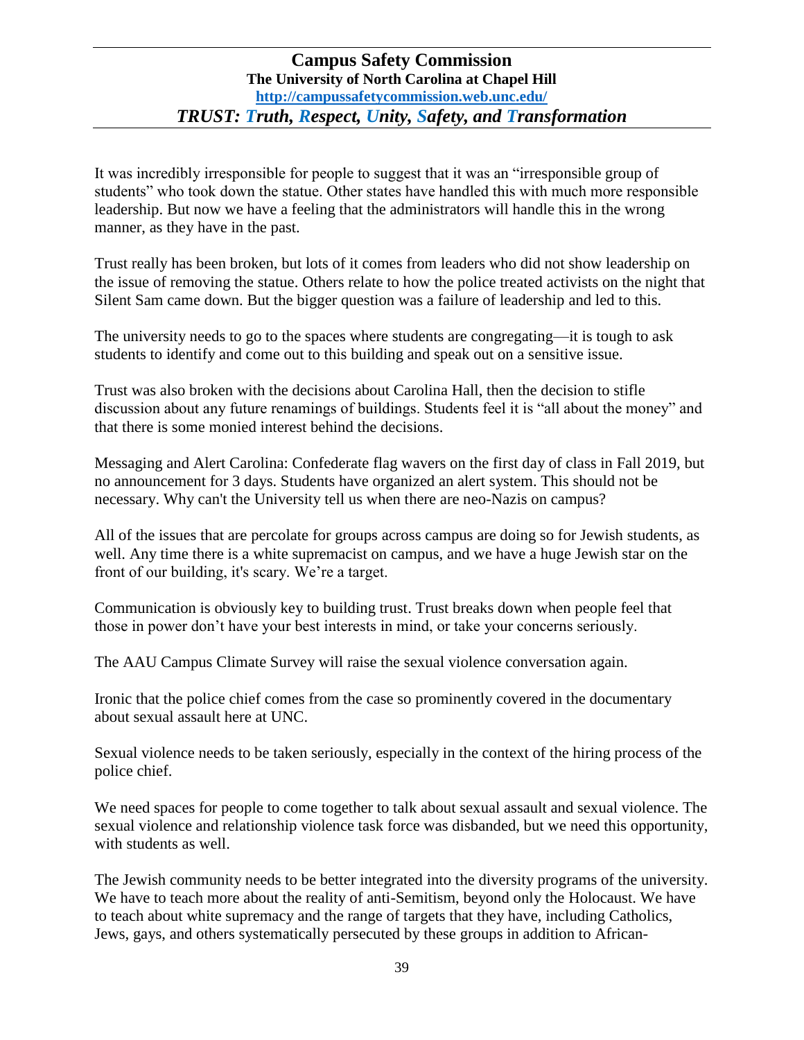It was incredibly irresponsible for people to suggest that it was an "irresponsible group of students" who took down the statue. Other states have handled this with much more responsible leadership. But now we have a feeling that the administrators will handle this in the wrong manner, as they have in the past.

Trust really has been broken, but lots of it comes from leaders who did not show leadership on the issue of removing the statue. Others relate to how the police treated activists on the night that Silent Sam came down. But the bigger question was a failure of leadership and led to this.

The university needs to go to the spaces where students are congregating—it is tough to ask students to identify and come out to this building and speak out on a sensitive issue.

Trust was also broken with the decisions about Carolina Hall, then the decision to stifle discussion about any future renamings of buildings. Students feel it is "all about the money" and that there is some monied interest behind the decisions.

Messaging and Alert Carolina: Confederate flag wavers on the first day of class in Fall 2019, but no announcement for 3 days. Students have organized an alert system. This should not be necessary. Why can't the University tell us when there are neo-Nazis on campus?

All of the issues that are percolate for groups across campus are doing so for Jewish students, as well. Any time there is a white supremacist on campus, and we have a huge Jewish star on the front of our building, it's scary. We're a target.

Communication is obviously key to building trust. Trust breaks down when people feel that those in power don't have your best interests in mind, or take your concerns seriously.

The AAU Campus Climate Survey will raise the sexual violence conversation again.

Ironic that the police chief comes from the case so prominently covered in the documentary about sexual assault here at UNC.

Sexual violence needs to be taken seriously, especially in the context of the hiring process of the police chief.

We need spaces for people to come together to talk about sexual assault and sexual violence. The sexual violence and relationship violence task force was disbanded, but we need this opportunity, with students as well.

The Jewish community needs to be better integrated into the diversity programs of the university. We have to teach more about the reality of anti-Semitism, beyond only the Holocaust. We have to teach about white supremacy and the range of targets that they have, including Catholics, Jews, gays, and others systematically persecuted by these groups in addition to African-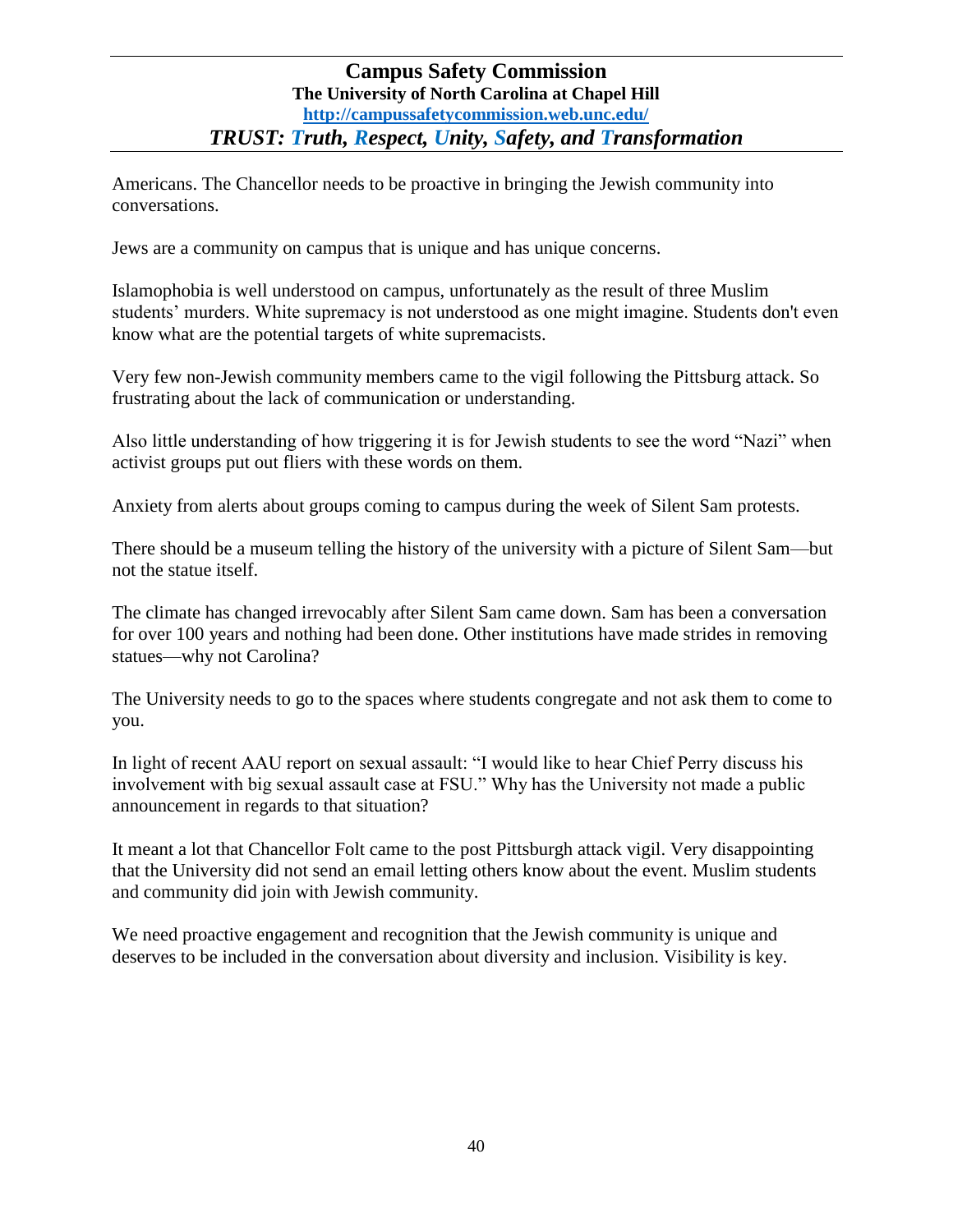Americans. The Chancellor needs to be proactive in bringing the Jewish community into conversations.

Jews are a community on campus that is unique and has unique concerns.

Islamophobia is well understood on campus, unfortunately as the result of three Muslim students' murders. White supremacy is not understood as one might imagine. Students don't even know what are the potential targets of white supremacists.

Very few non-Jewish community members came to the vigil following the Pittsburg attack. So frustrating about the lack of communication or understanding.

Also little understanding of how triggering it is for Jewish students to see the word "Nazi" when activist groups put out fliers with these words on them.

Anxiety from alerts about groups coming to campus during the week of Silent Sam protests.

There should be a museum telling the history of the university with a picture of Silent Sam—but not the statue itself.

The climate has changed irrevocably after Silent Sam came down. Sam has been a conversation for over 100 years and nothing had been done. Other institutions have made strides in removing statues—why not Carolina?

The University needs to go to the spaces where students congregate and not ask them to come to you.

In light of recent AAU report on sexual assault: "I would like to hear Chief Perry discuss his involvement with big sexual assault case at FSU." Why has the University not made a public announcement in regards to that situation?

It meant a lot that Chancellor Folt came to the post Pittsburgh attack vigil. Very disappointing that the University did not send an email letting others know about the event. Muslim students and community did join with Jewish community.

We need proactive engagement and recognition that the Jewish community is unique and deserves to be included in the conversation about diversity and inclusion. Visibility is key.